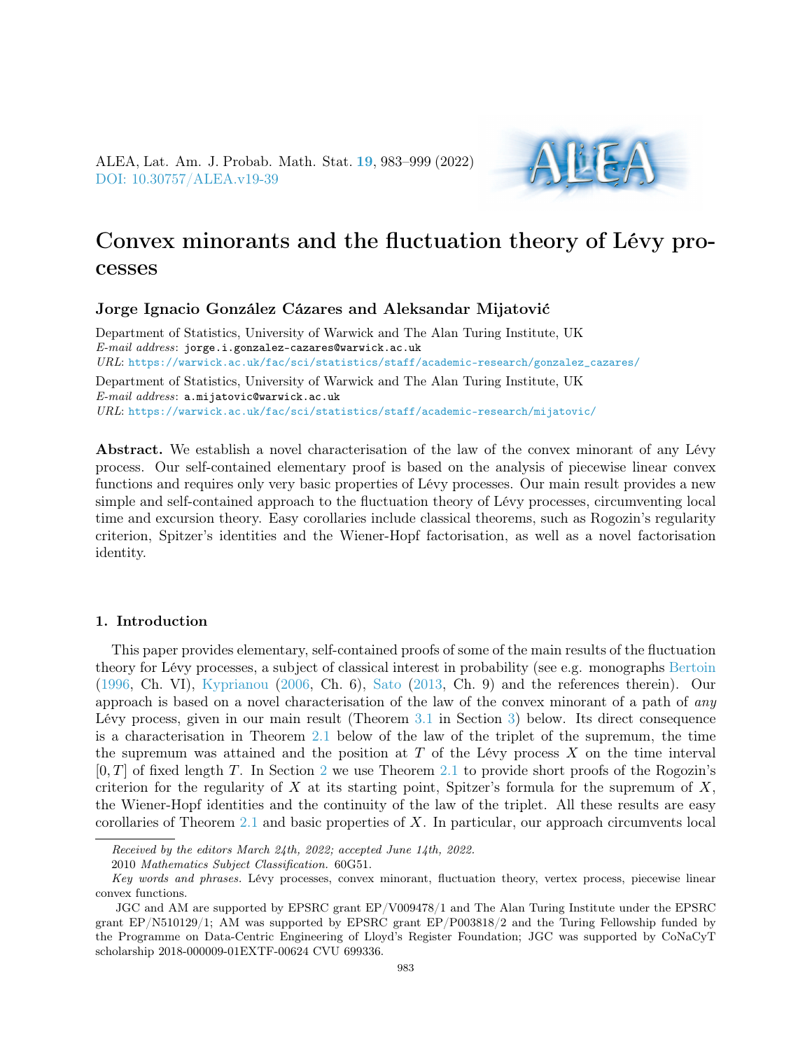ALEA, Lat. Am. J. Probab. Math. Stat. **19**, 983–999 (2022)
DOI: 10.30757/ALEA.v19-39

# Convex minorants and the fluctuation theory of Lévy processes

**Jorge Ignacio González Cázares and Aleksandar Mijatović**

Department of Statistics, University of Warwick and The Alan Turing Institute, UK
*E-mail address*: jorge.i.gonzalez-cazares@warwick.ac.uk
*URL*: https://warwick.ac.uk/fac/sci/statistics/staff/academic-research/gonzalez_cazares/

Department of Statistics, University of Warwick and The Alan Turing Institute, UK
*E-mail address*: a.mijatovic@warwick.ac.uk
*URL*: https://warwick.ac.uk/fac/sci/statistics/staff/academic-research/mijatovic/

**Abstract.** We establish a novel characterisation of the law of the convex minorant of any Lévy process. Our self-contained elementary proof is based on the analysis of piecewise linear convex functions and requires only very basic properties of Lévy processes. Our main result provides a new simple and self-contained approach to the fluctuation theory of Lévy processes, circumventing local time and excursion theory. Easy corollaries include classical theorems, such as Rogozin's regularity criterion, Spitzer's identities and the Wiener-Hopf factorisation, as well as a novel factorisation identity.

## 1. Introduction

This paper provides elementary, self-contained proofs of some of the main results of the fluctuation theory for Lévy processes, a subject of classical interest in probability (see e.g. monographs Bertoin (1996, Ch. VI), Kyprianou (2006, Ch. 6), Sato (2013, Ch. 9) and the references therein). Our approach is based on a novel characterisation of the law of the convex minorant of a path of *any* Lévy process, given in our main result (Theorem 3.1 in Section 3) below. Its direct consequence is a characterisation in Theorem 2.1 below of the law of the triplet of the supremum, the time the supremum was attained and the position at $T$ of the Lévy process $X$ on the time interval $[0, T]$ of fixed length $T$. In Section 2 we use Theorem 2.1 to provide short proofs of the Rogozin's criterion for the regularity of $X$ at its starting point, Spitzer's formula for the supremum of $X$, the Wiener-Hopf identities and the continuity of the law of the triplet. All these results are easy corollaries of Theorem 2.1 and basic properties of $X$. In particular, our approach circumvents local

---

*Received by the editors March 24th, 2022; accepted June 14th, 2022.*

2010 *Mathematics Subject Classification.* 60G51.

*Key words and phrases.* Lévy processes, convex minorant, fluctuation theory, vertex process, piecewise linear convex functions.

JGC and AM are supported by EPSRC grant EP/V009478/1 and The Alan Turing Institute under the EPSRC grant EP/N510129/1; AM was supported by EPSRC grant EP/P003818/2 and the Turing Fellowship funded by the Programme on Data-Centric Engineering of Lloyd's Register Foundation; JGC was supported by CoNaCyT scholarship 2018-000009-01EXTF-00624 CVU 699336.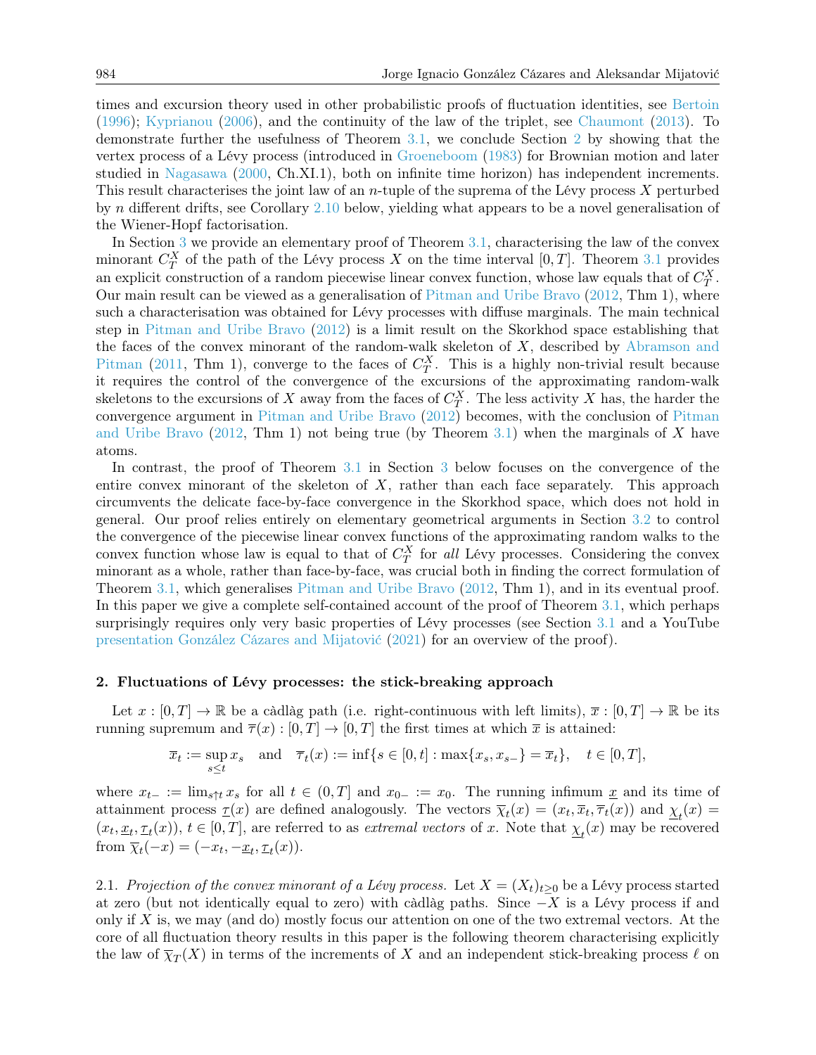times and excursion theory used in other probabilistic proofs of fluctuation identities, see Bertoin (1996); Kyprianou (2006), and the continuity of the law of the triplet, see Chaumont (2013). To demonstrate further the usefulness of Theorem 3.1, we conclude Section 2 by showing that the vertex process of a Lévy process (introduced in Groeneboom (1983) for Brownian motion and later studied in Nagasawa (2000, Ch.XI.1), both on infinite time horizon) has independent increments. This result characterises the joint law of an $n$-tuple of the suprema of the Lévy process $X$ perturbed by $n$ different drifts, see Corollary 2.10 below, yielding what appears to be a novel generalisation of the Wiener-Hopf factorisation.

In Section 3 we provide an elementary proof of Theorem 3.1, characterising the law of the convex minorant $C_T^X$ of the path of the Lévy process $X$ on the time interval $[0,T]$. Theorem 3.1 provides an explicit construction of a random piecewise linear convex function, whose law equals that of $C_T^X$. Our main result can be viewed as a generalisation of Pitman and Uribe Bravo (2012, Thm 1), where such a characterisation was obtained for Lévy processes with diffuse marginals. The main technical step in Pitman and Uribe Bravo (2012) is a limit result on the Skorkhod space establishing that the faces of the convex minorant of the random-walk skeleton of $X$, described by Abramson and Pitman (2011, Thm 1), converge to the faces of $C_T^X$. This is a highly non-trivial result because it requires the control of the convergence of the excursions of the approximating random-walk skeletons to the excursions of $X$ away from the faces of $C_T^X$. The less activity $X$ has, the harder the convergence argument in Pitman and Uribe Bravo (2012) becomes, with the conclusion of Pitman and Uribe Bravo (2012, Thm 1) not being true (by Theorem 3.1) when the marginals of $X$ have atoms.

In contrast, the proof of Theorem 3.1 in Section 3 below focuses on the convergence of the entire convex minorant of the skeleton of $X$, rather than each face separately. This approach circumvents the delicate face-by-face convergence in the Skorkhod space, which does not hold in general. Our proof relies entirely on elementary geometrical arguments in Section 3.2 to control the convergence of the piecewise linear convex functions of the approximating random walks to the convex function whose law is equal to that of $C_T^X$ for *all* Lévy processes. Considering the convex minorant as a whole, rather than face-by-face, was crucial both in finding the correct formulation of Theorem 3.1, which generalises Pitman and Uribe Bravo (2012, Thm 1), and in its eventual proof. In this paper we give a complete self-contained account of the proof of Theorem 3.1, which perhaps surprisingly requires only very basic properties of Lévy processes (see Section 3.1 and a YouTube presentation González Cázares and Mijatović (2021) for an overview of the proof).

## 2. Fluctuations of Lévy processes: the stick-breaking approach

Let $x:[0,T]\to\mathbb{R}$ be a càdlàg path (i.e. right-continuous with left limits), $\overline{x}:[0,T]\to\mathbb{R}$ be its running supremum and $\overline{\tau}(x):[0,T]\to[0,T]$ the first times at which $\overline{x}$ is attained:

$$\overline{x}_t := \sup_{s\le t} x_s \quad\text{and}\quad \overline{\tau}_t(x) := \inf\{s\in[0,t]:\max\{x_s,x_{s-}\}=\overline{x}_t\},\quad t\in[0,T],$$

where $x_{t-}:=\lim_{s\uparrow t}x_s$ for all $t\in(0,T]$ and $x_{0-}:=x_0$. The running infimum $\underline{x}$ and its time of attainment process $\underline{\tau}(x)$ are defined analogously. The vectors $\overline{\chi}_t(x)=(x_t,\overline{x}_t,\overline{\tau}_t(x))$ and $\underline{\chi}_t(x)=(x_t,\underline{x}_t,\underline{\tau}_t(x))$, $t\in[0,T]$, are referred to as *extremal vectors* of $x$. Note that $\underline{\chi}_t(x)$ may be recovered from $\overline{\chi}_t(-x)=(-x_t,-\underline{x}_t,\underline{\tau}_t(x))$.

2.1. *Projection of the convex minorant of a Lévy process.* Let $X=(X_t)_{t\ge0}$ be a Lévy process started at zero (but not identically equal to zero) with càdlàg paths. Since $-X$ is a Lévy process if and only if $X$ is, we may (and do) mostly focus our attention on one of the two extremal vectors. At the core of all fluctuation theory results in this paper is the following theorem characterising explicitly the law of $\overline{\chi}_T(X)$ in terms of the increments of $X$ and an independent stick-breaking process $\ell$ on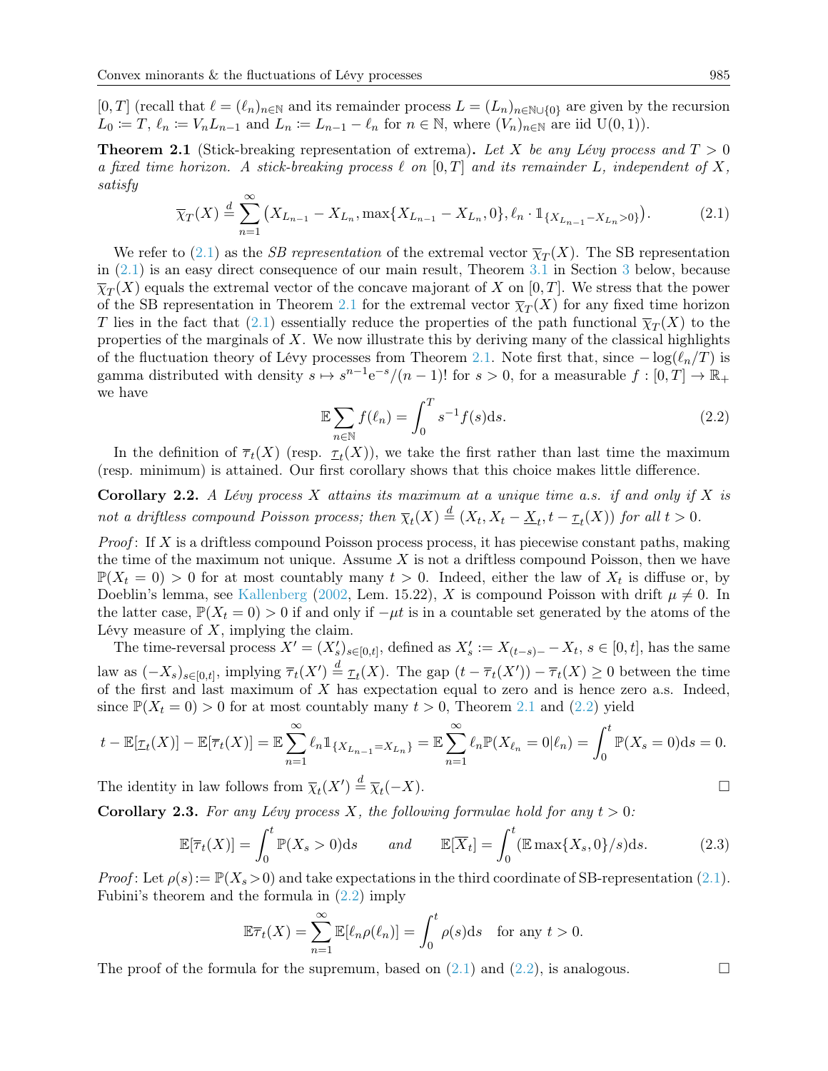$[0,T]$ (recall that $\ell = (\ell_n)_{n\in\mathbb{N}}$ and its remainder process $L = (L_n)_{n\in\mathbb{N}\cup\{0\}}$ are given by the recursion $L_0 := T$, $\ell_n := V_n L_{n-1}$ and $L_n := L_{n-1} - \ell_n$ for $n \in \mathbb{N}$, where $(V_n)_{n\in\mathbb{N}}$ are iid $\mathrm{U}(0,1)$).

**Theorem 2.1** (Stick-breaking representation of extrema)**.** *Let $X$ be any Lévy process and $T > 0$ a fixed time horizon. A stick-breaking process $\ell$ on $[0,T]$ and its remainder $L$, independent of $X$, satisfy*

$$\overline{\chi}_T(X) \overset{d}{=} \sum_{n=1}^{\infty} \left(X_{L_{n-1}} - X_{L_n}, \max\{X_{L_{n-1}} - X_{L_n}, 0\}, \ell_n \cdot \mathbb{1}_{\{X_{L_{n-1}} - X_{L_n} > 0\}}\right). \tag{2.1}$$

We refer to (2.1) as the *SB representation* of the extremal vector $\overline{\chi}_T(X)$. The SB representation in (2.1) is an easy direct consequence of our main result, Theorem 3.1 in Section 3 below, because $\overline{\chi}_T(X)$ equals the extremal vector of the concave majorant of $X$ on $[0,T]$. We stress that the power of the SB representation in Theorem 2.1 for the extremal vector $\overline{\chi}_T(X)$ for any fixed time horizon $T$ lies in the fact that (2.1) essentially reduce the properties of the path functional $\overline{\chi}_T(X)$ to the properties of the marginals of $X$. We now illustrate this by deriving many of the classical highlights of the fluctuation theory of Lévy processes from Theorem 2.1. Note first that, since $-\log(\ell_n/T)$ is gamma distributed with density $s \mapsto s^{n-1}\mathrm{e}^{-s}/(n-1)!$ for $s > 0$, for a measurable $f : [0,T] \to \mathbb{R}_+$ we have

$$\mathbb{E}\sum_{n\in\mathbb{N}} f(\ell_n) = \int_0^T s^{-1} f(s)\mathrm{d}s. \tag{2.2}$$

In the definition of $\overline{\tau}_t(X)$ (resp. $\underline{\tau}_t(X)$), we take the first rather than last time the maximum (resp. minimum) is attained. Our first corollary shows that this choice makes little difference.

**Corollary 2.2.** *A Lévy process $X$ attains its maximum at a unique time a.s. if and only if $X$ is not a driftless compound Poisson process; then $\overline{\chi}_t(X) \overset{d}{=} (X_t, X_t - \underline{X}_t, t - \underline{\tau}_t(X))$ for all $t > 0$.*

*Proof*: If $X$ is a driftless compound Poisson process process, it has piecewise constant paths, making the time of the maximum not unique. Assume $X$ is not a driftless compound Poisson, then we have $\mathbb{P}(X_t = 0) > 0$ for at most countably many $t > 0$. Indeed, either the law of $X_t$ is diffuse or, by Doeblin's lemma, see Kallenberg (2002, Lem. 15.22), $X$ is compound Poisson with drift $\mu \neq 0$. In the latter case, $\mathbb{P}(X_t = 0) > 0$ if and only if $-\mu t$ is in a countable set generated by the atoms of the Lévy measure of $X$, implying the claim.

The time-reversal process $X' = (X'_s)_{s\in[0,t]}$, defined as $X'_s := X_{(t-s)-} - X_t$, $s \in [0,t]$, has the same law as $(-X_s)_{s\in[0,t]}$, implying $\overline{\tau}_t(X') \overset{d}{=} \underline{\tau}_t(X)$. The gap $(t - \overline{\tau}_t(X')) - \overline{\tau}_t(X) \geq 0$ between the time of the first and last maximum of $X$ has expectation equal to zero and is hence zero a.s. Indeed, since $\mathbb{P}(X_t = 0) > 0$ for at most countably many $t > 0$, Theorem 2.1 and (2.2) yield

$$t - \mathbb{E}[\underline{\tau}_t(X)] - \mathbb{E}[\overline{\tau}_t(X)] = \mathbb{E}\sum_{n=1}^{\infty} \ell_n \mathbb{1}_{\{X_{L_{n-1}} = X_{L_n}\}} = \mathbb{E}\sum_{n=1}^{\infty} \ell_n \mathbb{P}(X_{\ell_n} = 0|\ell_n) = \int_0^t \mathbb{P}(X_s = 0)\mathrm{d}s = 0.$$

The identity in law follows from $\overline{\chi}_t(X') \overset{d}{=} \overline{\chi}_t(-X)$. □

**Corollary 2.3.** *For any Lévy process $X$, the following formulae hold for any $t > 0$:*

$$\mathbb{E}[\overline{\tau}_t(X)] = \int_0^t \mathbb{P}(X_s > 0)\mathrm{d}s \qquad \text{and} \qquad \mathbb{E}[\overline{X}_t] = \int_0^t (\mathbb{E}\max\{X_s, 0\}/s)\mathrm{d}s. \tag{2.3}$$

*Proof*: Let $\rho(s) := \mathbb{P}(X_s > 0)$ and take expectations in the third coordinate of SB-representation (2.1). Fubini's theorem and the formula in (2.2) imply

$$\mathbb{E}\overline{\tau}_t(X) = \sum_{n=1}^{\infty} \mathbb{E}[\ell_n \rho(\ell_n)] = \int_0^t \rho(s)\mathrm{d}s \quad \text{for any } t > 0.$$

The proof of the formula for the supremum, based on (2.1) and (2.2), is analogous. □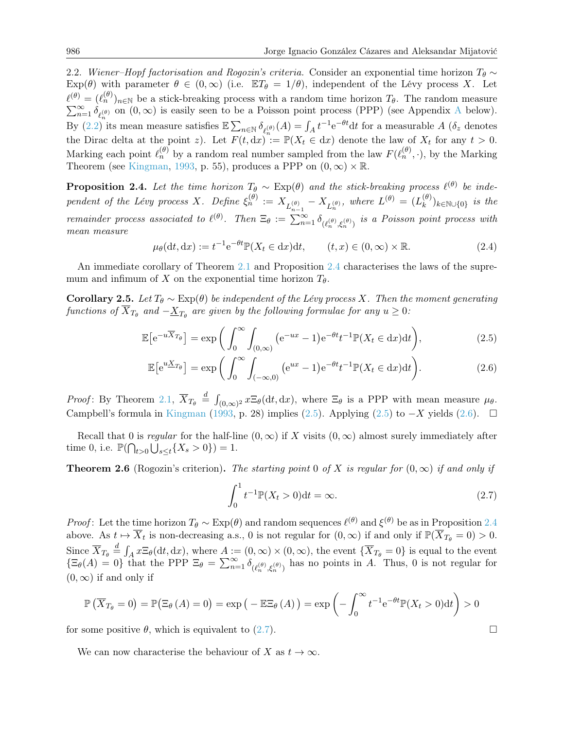2.2. *Wiener–Hopf factorisation and Rogozin's criteria.* Consider an exponential time horizon $T_\theta \sim \mathrm{Exp}(\theta)$ with parameter $\theta \in (0,\infty)$ (i.e. $\mathbb{E}T_\theta = 1/\theta$), independent of the Lévy process $X$. Let $\ell^{(\theta)} = (\ell_n^{(\theta)})_{n\in\mathbb{N}}$ be a stick-breaking process with a random time horizon $T_\theta$. The random measure $\sum_{n=1}^\infty \delta_{\ell_n^{(\theta)}}$ on $(0,\infty)$ is easily seen to be a Poisson point process (PPP) (see Appendix A below). By (2.2) its mean measure satisfies $\mathbb{E}\sum_{n\in\mathbb{N}}\delta_{\ell_n^{(\theta)}}(A) = \int_A t^{-1}\mathrm{e}^{-\theta t}\mathrm{d}t$ for a measurable $A$ ($\delta_z$ denotes the Dirac delta at the point $z$). Let $F(t,\mathrm{d}x) := \mathbb{P}(X_t \in \mathrm{d}x)$ denote the law of $X_t$ for any $t>0$. Marking each point $\ell_n^{(\theta)}$ by a random real number sampled from the law $F(\ell_n^{(\theta)},\cdot)$, by the Marking Theorem (see Kingman, 1993, p. 55), produces a PPP on $(0,\infty)\times\mathbb{R}$.

**Proposition 2.4.** *Let the time horizon $T_\theta \sim \mathrm{Exp}(\theta)$ and the stick-breaking process $\ell^{(\theta)}$ be independent of the Lévy process $X$. Define $\xi_n^{(\theta)} := X_{L_{n-1}^{(\theta)}} - X_{L_n^{(\theta)}}$, where $L^{(\theta)} = (L_k^{(\theta)})_{k\in\mathbb{N}\cup\{0\}}$ is the remainder process associated to $\ell^{(\theta)}$. Then $\Xi_\theta := \sum_{n=1}^\infty \delta_{(\ell_n^{(\theta)},\xi_n^{(\theta)})}$ is a Poisson point process with mean measure*

$$\mu_\theta(\mathrm{d}t,\mathrm{d}x) := t^{-1}\mathrm{e}^{-\theta t}\mathbb{P}(X_t\in\mathrm{d}x)\mathrm{d}t, \qquad (t,x)\in(0,\infty)\times\mathbb{R}. \tag{2.4}$$

An immediate corollary of Theorem 2.1 and Proposition 2.4 characterises the laws of the supremum and infimum of $X$ on the exponential time horizon $T_\theta$.

**Corollary 2.5.** *Let $T_\theta\sim\mathrm{Exp}(\theta)$ be independent of the Lévy process $X$. Then the moment generating functions of $\overline{X}_{T_\theta}$ and $-\underline{X}_{T_\theta}$ are given by the following formulae for any $u\geq 0$:*

$$\mathbb{E}\big[\mathrm{e}^{-u\overline{X}_{T_\theta}}\big] = \exp\bigg(\int_0^\infty\int_{(0,\infty)}\big(\mathrm{e}^{-ux}-1\big)\mathrm{e}^{-\theta t}t^{-1}\mathbb{P}(X_t\in\mathrm{d}x)\mathrm{d}t\bigg), \tag{2.5}$$

$$\mathbb{E}\big[\mathrm{e}^{u\underline{X}_{T_\theta}}\big] = \exp\bigg(\int_0^\infty\int_{(-\infty,0)}\big(\mathrm{e}^{ux}-1\big)\mathrm{e}^{-\theta t}t^{-1}\mathbb{P}(X_t\in\mathrm{d}x)\mathrm{d}t\bigg). \tag{2.6}$$

*Proof*: By Theorem 2.1, $\overline{X}_{T_\theta} \overset{d}{=} \int_{(0,\infty)^2} x\Xi_\theta(\mathrm{d}t,\mathrm{d}x)$, where $\Xi_\theta$ is a PPP with mean measure $\mu_\theta$. Campbell's formula in Kingman (1993, p. 28) implies (2.5). Applying (2.5) to $-X$ yields (2.6). $\square$

Recall that 0 is *regular* for the half-line $(0,\infty)$ if $X$ visits $(0,\infty)$ almost surely immediately after time 0, i.e. $\mathbb{P}(\bigcap_{t>0}\bigcup_{s\leq t}\{X_s>0\}) = 1$.

**Theorem 2.6** (Rogozin's criterion)**.** *The starting point 0 of $X$ is regular for $(0,\infty)$ if and only if*

$$\int_0^1 t^{-1}\mathbb{P}(X_t>0)\mathrm{d}t = \infty. \tag{2.7}$$

*Proof*: Let the time horizon $T_\theta\sim\mathrm{Exp}(\theta)$ and random sequences $\ell^{(\theta)}$ and $\xi^{(\theta)}$ be as in Proposition 2.4 above. As $t\mapsto\overline{X}_t$ is non-decreasing a.s., 0 is not regular for $(0,\infty)$ if and only if $\mathbb{P}(\overline{X}_{T_\theta}=0)>0$. Since $\overline{X}_{T_\theta}\overset{d}{=}\int_A x\Xi_\theta(\mathrm{d}t,\mathrm{d}x)$, where $A:=(0,\infty)\times(0,\infty)$, the event $\{\overline{X}_{T_\theta}=0\}$ is equal to the event $\{\Xi_\theta(A)=0\}$ that the PPP $\Xi_\theta = \sum_{n=1}^\infty\delta_{(\ell_n^{(\theta)},\xi_n^{(\theta)})}$ has no points in $A$. Thus, 0 is not regular for $(0,\infty)$ if and only if

$$\mathbb{P}\left(\overline{X}_{T_\theta}=0\right) = \mathbb{P}\big(\Xi_\theta(A)=0\big) = \exp\big(-\mathbb{E}\Xi_\theta(A)\big) = \exp\bigg(-\int_0^\infty t^{-1}\mathrm{e}^{-\theta t}\mathbb{P}(X_t>0)\mathrm{d}t\bigg)>0$$

for some positive $\theta$, which is equivalent to (2.7). $\square$

We can now characterise the behaviour of $X$ as $t\to\infty$.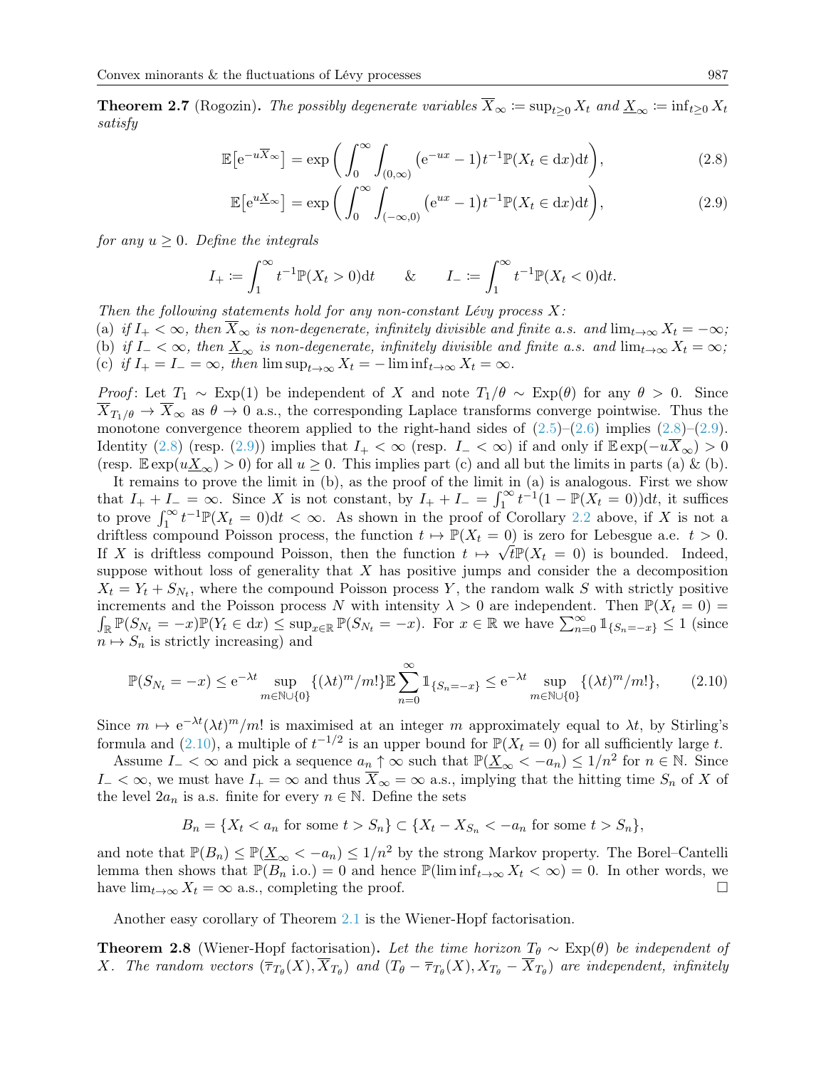**Theorem 2.7** (Rogozin). *The possibly degenerate variables $\overline{X}_\infty := \sup_{t\geq 0} X_t$ and $\underline{X}_\infty := \inf_{t\geq 0} X_t$ satisfy*

$$\mathbb{E}\big[e^{-u\overline{X}_\infty}\big] = \exp\bigg(\int_0^\infty \int_{(0,\infty)} \big(e^{-ux} - 1\big) t^{-1}\mathbb{P}(X_t \in dx)dt\bigg), \tag{2.8}$$

$$\mathbb{E}\big[e^{u\underline{X}_\infty}\big] = \exp\bigg(\int_0^\infty \int_{(-\infty,0)} \big(e^{ux} - 1\big) t^{-1}\mathbb{P}(X_t \in dx)dt\bigg), \tag{2.9}$$

*for any $u \geq 0$. Define the integrals*

$$I_+ := \int_1^\infty t^{-1}\mathbb{P}(X_t > 0)dt \qquad \& \qquad I_- := \int_1^\infty t^{-1}\mathbb{P}(X_t < 0)dt.$$

*Then the following statements hold for any non-constant Lévy process $X$:*
(a) *if $I_+ < \infty$, then $\overline{X}_\infty$ is non-degenerate, infinitely divisible and finite a.s. and $\lim_{t\to\infty} X_t = -\infty$;*
(b) *if $I_- < \infty$, then $\underline{X}_\infty$ is non-degenerate, infinitely divisible and finite a.s. and $\lim_{t\to\infty} X_t = \infty$;*
(c) *if $I_+ = I_- = \infty$, then $\limsup_{t\to\infty} X_t = -\liminf_{t\to\infty} X_t = \infty$.*

*Proof*: Let $T_1 \sim \text{Exp}(1)$ be independent of $X$ and note $T_1/\theta \sim \text{Exp}(\theta)$ for any $\theta > 0$. Since $\overline{X}_{T_1/\theta} \to \overline{X}_\infty$ as $\theta \to 0$ a.s., the corresponding Laplace transforms converge pointwise. Thus the monotone convergence theorem applied to the right-hand sides of (2.5)–(2.6) implies (2.8)–(2.9). Identity (2.8) (resp. (2.9)) implies that $I_+ < \infty$ (resp. $I_- < \infty$) if and only if $\mathbb{E}\exp(-u\overline{X}_\infty) > 0$ (resp. $\mathbb{E}\exp(u\underline{X}_\infty) > 0$) for all $u \geq 0$. This implies part (c) and all but the limits in parts (a) & (b).

It remains to prove the limit in (b), as the proof of the limit in (a) is analogous. First we show that $I_+ + I_- = \infty$. Since $X$ is not constant, by $I_+ + I_- = \int_1^\infty t^{-1}(1 - \mathbb{P}(X_t = 0))dt$, it suffices to prove $\int_1^\infty t^{-1}\mathbb{P}(X_t = 0)dt < \infty$. As shown in the proof of Corollary 2.2 above, if $X$ is not a driftless compound Poisson process, the function $t \mapsto \mathbb{P}(X_t = 0)$ is zero for Lebesgue a.e. $t > 0$. If $X$ is driftless compound Poisson, then the function $t \mapsto \sqrt{t}\mathbb{P}(X_t = 0)$ is bounded. Indeed, suppose without loss of generality that $X$ has positive jumps and consider the a decomposition $X_t = Y_t + S_{N_t}$, where the compound Poisson process $Y$, the random walk $S$ with strictly positive increments and the Poisson process $N$ with intensity $\lambda > 0$ are independent. Then $\mathbb{P}(X_t = 0) = \int_\mathbb{R} \mathbb{P}(S_{N_t} = -x)\mathbb{P}(Y_t \in dx) \leq \sup_{x\in\mathbb{R}} \mathbb{P}(S_{N_t} = -x)$. For $x \in \mathbb{R}$ we have $\sum_{n=0}^\infty \mathbb{1}_{\{S_n = -x\}} \leq 1$ (since $n \mapsto S_n$ is strictly increasing) and

$$\mathbb{P}(S_{N_t} = -x) \leq e^{-\lambda t} \sup_{m\in\mathbb{N}\cup\{0\}} \{(\lambda t)^m/m!\}\mathbb{E}\sum_{n=0}^\infty \mathbb{1}_{\{S_n = -x\}} \leq e^{-\lambda t} \sup_{m\in\mathbb{N}\cup\{0\}} \{(\lambda t)^m/m!\}, \tag{2.10}$$

Since $m \mapsto e^{-\lambda t}(\lambda t)^m/m!$ is maximised at an integer $m$ approximately equal to $\lambda t$, by Stirling's formula and (2.10), a multiple of $t^{-1/2}$ is an upper bound for $\mathbb{P}(X_t = 0)$ for all sufficiently large $t$.

Assume $I_- < \infty$ and pick a sequence $a_n \uparrow \infty$ such that $\mathbb{P}(\underline{X}_\infty < -a_n) \leq 1/n^2$ for $n \in \mathbb{N}$. Since $I_- < \infty$, we must have $I_+ = \infty$ and thus $\overline{X}_\infty = \infty$ a.s., implying that the hitting time $S_n$ of $X$ of the level $2a_n$ is a.s. finite for every $n \in \mathbb{N}$. Define the sets

$$B_n = \{X_t < a_n \text{ for some } t > S_n\} \subset \{X_t - X_{S_n} < -a_n \text{ for some } t > S_n\},$$

and note that $\mathbb{P}(B_n) \leq \mathbb{P}(\underline{X}_\infty < -a_n) \leq 1/n^2$ by the strong Markov property. The Borel–Cantelli lemma then shows that $\mathbb{P}(B_n \text{ i.o.}) = 0$ and hence $\mathbb{P}(\liminf_{t\to\infty} X_t < \infty) = 0$. In other words, we have $\lim_{t\to\infty} X_t = \infty$ a.s., completing the proof. □

Another easy corollary of Theorem 2.1 is the Wiener-Hopf factorisation.

**Theorem 2.8** (Wiener-Hopf factorisation). *Let the time horizon $T_\theta \sim \text{Exp}(\theta)$ be independent of $X$. The random vectors $(\overline{\tau}_{T_\theta}(X), \overline{X}_{T_\theta})$ and $(T_\theta - \overline{\tau}_{T_\theta}(X), X_{T_\theta} - \overline{X}_{T_\theta})$ are independent, infinitely*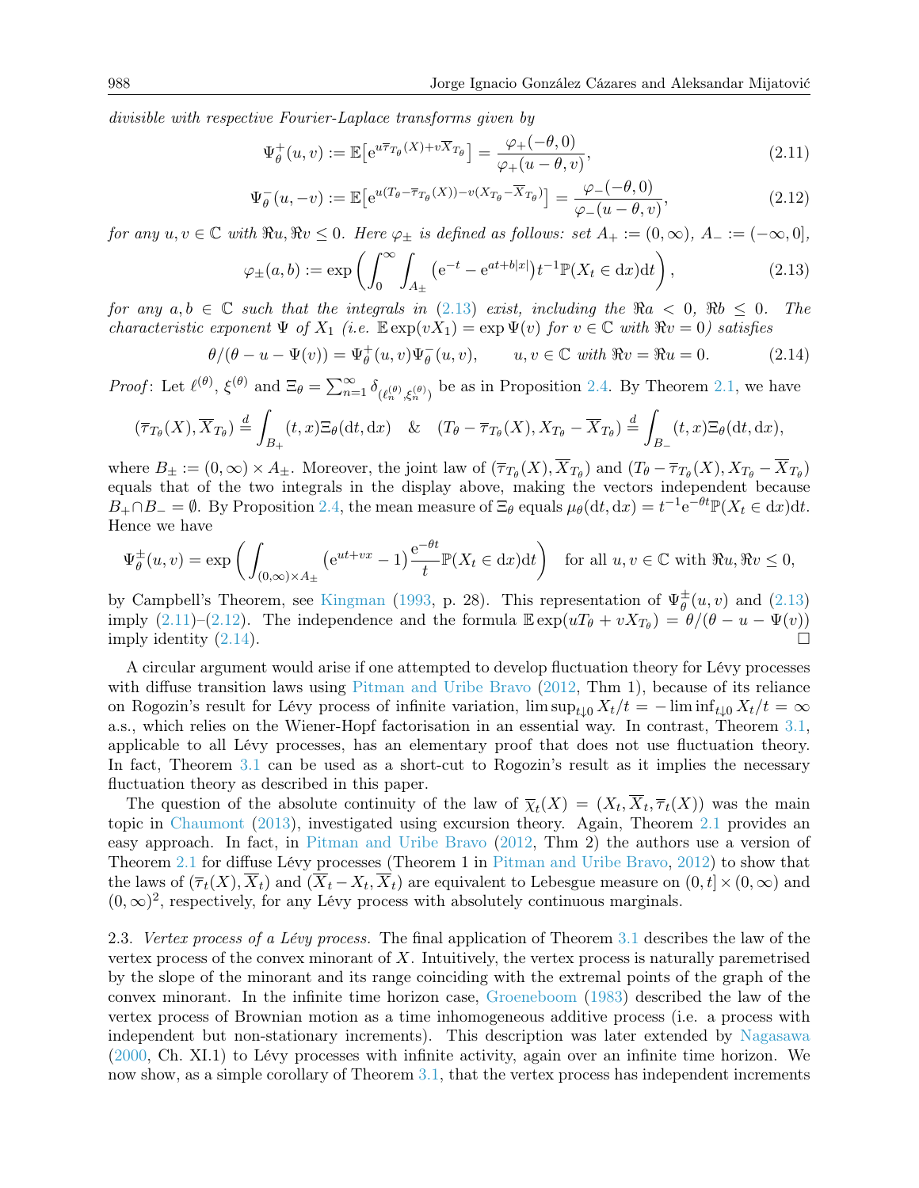*divisible with respective Fourier-Laplace transforms given by*

$$\Psi_\theta^+(u,v) := \mathbb{E}\big[\mathrm{e}^{u\overline{\tau}_{T_\theta}(X)+v\overline{X}_{T_\theta}}\big] = \frac{\varphi_+(-\theta,0)}{\varphi_+(u-\theta,v)}, \tag{2.11}$$

$$\Psi_\theta^-(u,-v) := \mathbb{E}\big[\mathrm{e}^{u(T_\theta-\overline{\tau}_{T_\theta}(X))-v(X_{T_\theta}-\overline{X}_{T_\theta})}\big] = \frac{\varphi_-(-\theta,0)}{\varphi_-(u-\theta,v)}, \tag{2.12}$$

*for any $u,v\in\mathbb{C}$ with $\Re u, \Re v\le 0$. Here $\varphi_\pm$ is defined as follows: set $A_+ := (0,\infty)$, $A_- := (-\infty,0]$,*

$$\varphi_\pm(a,b) := \exp\left(\int_0^\infty \int_{A_\pm} \big(\mathrm{e}^{-t} - \mathrm{e}^{at+b|x|}\big)t^{-1}\mathbb{P}(X_t\in \mathrm{d}x)\mathrm{d}t\right), \tag{2.13}$$

*for any $a,b\in\mathbb{C}$ such that the integrals in (2.13) exist, including the $\Re a<0$, $\Re b\le 0$. The characteristic exponent $\Psi$ of $X_1$ (i.e. $\mathbb{E}\exp(vX_1)=\exp\Psi(v)$ for $v\in\mathbb{C}$ with $\Re v = 0$) satisfies*

$$\theta/(\theta-u-\Psi(v)) = \Psi_\theta^+(u,v)\Psi_\theta^-(u,v), \qquad u,v\in\mathbb{C} \text{ with } \Re v = \Re u = 0. \tag{2.14}$$

*Proof*: Let $\ell^{(\theta)}$, $\xi^{(\theta)}$ and $\Xi_\theta = \sum_{n=1}^\infty \delta_{(\ell_n^{(\theta)},\xi_n^{(\theta)})}$ be as in Proposition 2.4. By Theorem 2.1, we have

$$(\overline{\tau}_{T_\theta}(X), \overline{X}_{T_\theta}) \overset{d}{=} \int_{B_+}(t,x)\Xi_\theta(\mathrm{d}t,\mathrm{d}x) \quad \& \quad (T_\theta-\overline{\tau}_{T_\theta}(X), X_{T_\theta}-\overline{X}_{T_\theta}) \overset{d}{=} \int_{B_-}(t,x)\Xi_\theta(\mathrm{d}t,\mathrm{d}x),$$

where $B_\pm := (0,\infty)\times A_\pm$. Moreover, the joint law of $(\overline{\tau}_{T_\theta}(X), \overline{X}_{T_\theta})$ and $(T_\theta-\overline{\tau}_{T_\theta}(X), X_{T_\theta}-\overline{X}_{T_\theta})$ equals that of the two integrals in the display above, making the vectors independent because $B_+\cap B_- = \emptyset$. By Proposition 2.4, the mean measure of $\Xi_\theta$ equals $\mu_\theta(\mathrm{d}t,\mathrm{d}x) = t^{-1}\mathrm{e}^{-\theta t}\mathbb{P}(X_t\in\mathrm{d}x)\mathrm{d}t$. Hence we have

$$\Psi_\theta^\pm(u,v) = \exp\left(\int_{(0,\infty)\times A_\pm}\big(\mathrm{e}^{ut+vx}-1\big)\frac{\mathrm{e}^{-\theta t}}{t}\mathbb{P}(X_t\in\mathrm{d}x)\mathrm{d}t\right) \quad \text{for all } u,v\in\mathbb{C} \text{ with } \Re u,\Re v\le 0,$$

by Campbell's Theorem, see Kingman (1993, p. 28). This representation of $\Psi_\theta^\pm(u,v)$ and (2.13) imply (2.11)–(2.12). The independence and the formula $\mathbb{E}\exp(uT_\theta + vX_{T_\theta}) = \theta/(\theta-u-\Psi(v))$ imply identity (2.14). □

A circular argument would arise if one attempted to develop fluctuation theory for Lévy processes with diffuse transition laws using Pitman and Uribe Bravo (2012, Thm 1), because of its reliance on Rogozin's result for Lévy process of infinite variation, $\limsup_{t\downarrow 0} X_t/t = -\liminf_{t\downarrow 0} X_t/t = \infty$ a.s., which relies on the Wiener-Hopf factorisation in an essential way. In contrast, Theorem 3.1, applicable to all Lévy processes, has an elementary proof that does not use fluctuation theory. In fact, Theorem 3.1 can be used as a short-cut to Rogozin's result as it implies the necessary fluctuation theory as described in this paper.

The question of the absolute continuity of the law of $\overline{\chi}_t(X) = (X_t, \overline{X}_t, \overline{\tau}_t(X))$ was the main topic in Chaumont (2013), investigated using excursion theory. Again, Theorem 2.1 provides an easy approach. In fact, in Pitman and Uribe Bravo (2012, Thm 2) the authors use a version of Theorem 2.1 for diffuse Lévy processes (Theorem 1 in Pitman and Uribe Bravo, 2012) to show that the laws of $(\overline{\tau}_t(X), \overline{X}_t)$ and $(\overline{X}_t - X_t, \overline{X}_t)$ are equivalent to Lebesgue measure on $(0,t]\times(0,\infty)$ and $(0,\infty)^2$, respectively, for any Lévy process with absolutely continuous marginals.

2.3. *Vertex process of a Lévy process.* The final application of Theorem 3.1 describes the law of the vertex process of the convex minorant of $X$. Intuitively, the vertex process is naturally paremetrised by the slope of the minorant and its range coinciding with the extremal points of the graph of the convex minorant. In the infinite time horizon case, Groeneboom (1983) described the law of the vertex process of Brownian motion as a time inhomogeneous additive process (i.e. a process with independent but non-stationary increments). This description was later extended by Nagasawa (2000, Ch. XI.1) to Lévy processes with infinite activity, again over an infinite time horizon. We now show, as a simple corollary of Theorem 3.1, that the vertex process has independent increments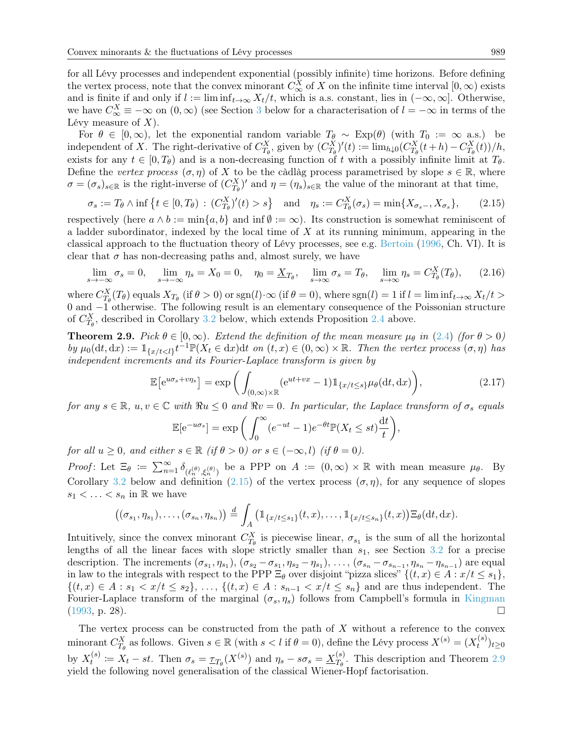for all Lévy processes and independent exponential (possibly infinite) time horizons. Before defining the vertex process, note that the convex minorant $C^X_\infty$ of $X$ on the infinite time interval $[0,\infty)$ exists and is finite if and only if $l := \liminf_{t\to\infty} X_t/t$, which is a.s. constant, lies in $(-\infty,\infty]$. Otherwise, we have $C^X_\infty \equiv -\infty$ on $(0,\infty)$ (see Section 3 below for a characterisation of $l=-\infty$ in terms of the Lévy measure of $X$).

For $\theta \in [0,\infty)$, let the exponential random variable $T_\theta \sim \mathrm{Exp}(\theta)$ (with $T_0 := \infty$ a.s.) be independent of $X$. The right-derivative of $C^X_{T_\theta}$, given by $(C^X_{T_\theta})'(t) := \lim_{h\downarrow 0}(C^X_{T_\theta}(t+h) - C^X_{T_\theta}(t))/h$, exists for any $t \in [0,T_\theta)$ and is a non-decreasing function of $t$ with a possibly infinite limit at $T_\theta$. Define the *vertex process* $(\sigma,\eta)$ of $X$ to be the càdlàg process parametrised by slope $s\in\mathbb{R}$, where $\sigma = (\sigma_s)_{s\in\mathbb{R}}$ is the right-inverse of $(C^X_{T_\theta})'$ and $\eta = (\eta_s)_{s\in\mathbb{R}}$ the value of the minorant at that time,

$$\sigma_s := T_\theta \wedge \inf\{t\in[0,T_\theta) : (C^X_{T_\theta})'(t) > s\} \quad \text{and} \quad \eta_s := C^X_{T_\theta}(\sigma_s) = \min\{X_{\sigma_s -}, X_{\sigma_s}\}, \tag{2.15}$$

respectively (here $a\wedge b := \min\{a,b\}$ and $\inf\emptyset := \infty$). Its construction is somewhat reminiscent of a ladder subordinator, indexed by the local time of $X$ at its running minimum, appearing in the classical approach to the fluctuation theory of Lévy processes, see e.g. Bertoin (1996, Ch. VI). It is clear that $\sigma$ has non-decreasing paths and, almost surely, we have

$$\lim_{s\to-\infty}\sigma_s = 0, \quad \lim_{s\to-\infty}\eta_s = X_0 = 0, \quad \eta_0 = \underline{X}_{T_\theta}, \quad \lim_{s\to\infty}\sigma_s = T_\theta, \quad \lim_{s\to\infty}\eta_s = C^X_{T_\theta}(T_\theta), \tag{2.16}$$

where $C^X_{T_\theta}(T_\theta)$ equals $X_{T_\theta}$ (if $\theta>0$) or $\mathrm{sgn}(l)\cdot\infty$ (if $\theta=0$), where $\mathrm{sgn}(l)=1$ if $l = \liminf_{t\to\infty} X_t/t > 0$ and $-1$ otherwise. The following result is an elementary consequence of the Poissonian structure of $C^X_{T_\theta}$, described in Corollary 3.2 below, which extends Proposition 2.4 above.

**Theorem 2.9.** *Pick $\theta\in[0,\infty)$. Extend the definition of the mean measure $\mu_\theta$ in (2.4) (for $\theta>0$) by $\mu_0(\mathrm{d}t,\mathrm{d}x) := \mathbb{1}_{\{x/t<l\}} t^{-1}\mathbb{P}(X_t\in \mathrm{d}x)\mathrm{d}t$ on $(t,x)\in(0,\infty)\times\mathbb{R}$. Then the vertex process $(\sigma,\eta)$ has independent increments and its Fourier-Laplace transform is given by*

$$\mathbb{E}\big[\mathrm{e}^{u\sigma_s + v\eta_s}\big] = \exp\bigg(\int_{(0,\infty)\times\mathbb{R}} (\mathrm{e}^{ut+vx}-1)\mathbb{1}_{\{x/t\le s\}}\mu_\theta(\mathrm{d}t,\mathrm{d}x)\bigg), \tag{2.17}$$

*for any $s\in\mathbb{R}$, $u,v\in\mathbb{C}$ with $\Re u\le 0$ and $\Re v = 0$. In particular, the Laplace transform of $\sigma_s$ equals*

$$\mathbb{E}[\mathrm{e}^{-u\sigma_s}] = \exp\bigg(\int_0^\infty (e^{-ut}-1)e^{-\theta t}\mathbb{P}(X_t\le st)\frac{\mathrm{d}t}{t}\bigg),$$

*for all $u\ge 0$, and either $s\in\mathbb{R}$ (if $\theta>0$) or $s\in(-\infty,l)$ (if $\theta=0$).*

*Proof*: Let $\Xi_\theta := \sum_{n=1}^\infty \delta_{(\ell_n^{(\theta)},\xi_n^{(\theta)})}$ be a PPP on $A := (0,\infty)\times\mathbb{R}$ with mean measure $\mu_\theta$. By Corollary 3.2 below and definition (2.15) of the vertex process $(\sigma,\eta)$, for any sequence of slopes $s_1<\ldots<s_n$ in $\mathbb{R}$ we have

$$\big((\sigma_{s_1},\eta_{s_1}),\ldots,(\sigma_{s_n},\eta_{s_n})\big) \overset{d}{=} \int_A \big(\mathbb{1}_{\{x/t\le s_1\}}(t,x),\ldots,\mathbb{1}_{\{x/t\le s_n\}}(t,x)\big)\Xi_\theta(\mathrm{d}t,\mathrm{d}x).$$

Intuitively, since the convex minorant $C^X_{T_\theta}$ is piecewise linear, $\sigma_{s_1}$ is the sum of all the horizontal lengths of all the linear faces with slope strictly smaller than $s_1$, see Section 3.2 for a precise description. The increments $(\sigma_{s_1},\eta_{s_1})$, $(\sigma_{s_2}-\sigma_{s_1},\eta_{s_2}-\eta_{s_1})$, $\ldots$, $(\sigma_{s_n}-\sigma_{s_{n-1}},\eta_{s_n}-\eta_{s_{n-1}})$ are equal in law to the integrals with respect to the PPP $\Xi_\theta$ over disjoint "pizza slices" $\{(t,x)\in A : x/t\le s_1\}$, $\{(t,x)\in A: s_1< x/t\le s_2\}$, $\ldots$, $\{(t,x)\in A : s_{n-1}<x/t\le s_n\}$ and are thus independent. The Fourier-Laplace transform of the marginal $(\sigma_s,\eta_s)$ follows from Campbell's formula in Kingman (1993, p. 28). □

The vertex process can be constructed from the path of $X$ without a reference to the convex minorant $C^X_{T_\theta}$ as follows. Given $s\in\mathbb{R}$ (with $s<l$ if $\theta=0$), define the Lévy process $X^{(s)} = (X^{(s)}_t)_{t\ge0}$ by $X^{(s)}_t := X_t - st$. Then $\sigma_s = \underline{\tau}_{T_\theta}(X^{(s)})$ and $\eta_s - s\sigma_s = \underline{X}^{(s)}_{T_\theta}$. This description and Theorem 2.9 yield the following novel generalisation of the classical Wiener-Hopf factorisation.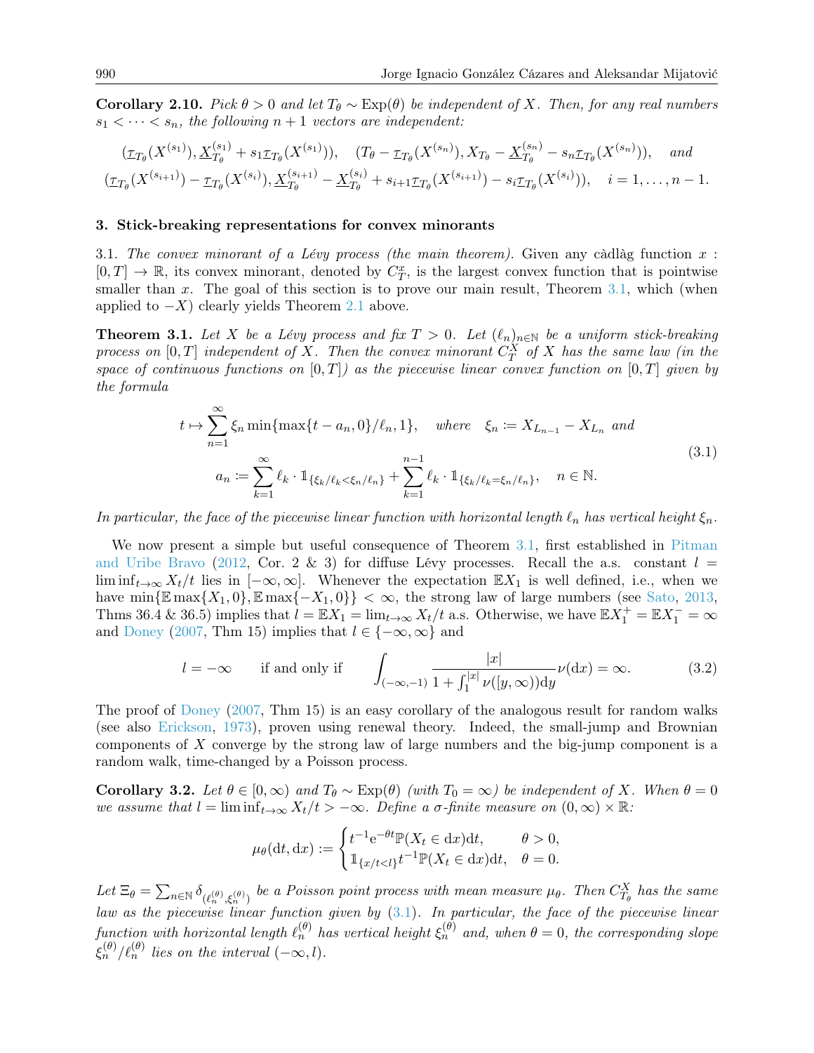**Corollary 2.10.** *Pick $\theta > 0$ and let $T_\theta \sim \mathrm{Exp}(\theta)$ be independent of $X$. Then, for any real numbers $s_1 < \cdots < s_n$, the following $n+1$ vectors are independent:*

$$(\underline{\tau}_{T_\theta}(X^{(s_1)}), \underline{X}_{T_\theta}^{(s_1)} + s_1\underline{\tau}_{T_\theta}(X^{(s_1)})), \quad (T_\theta - \underline{\tau}_{T_\theta}(X^{(s_n)}), X_{T_\theta} - \underline{X}_{T_\theta}^{(s_n)} - s_n\underline{\tau}_{T_\theta}(X^{(s_n)})), \quad \textit{and}$$
$$(\underline{\tau}_{T_\theta}(X^{(s_{i+1})}) - \underline{\tau}_{T_\theta}(X^{(s_i)}), \underline{X}_{T_\theta}^{(s_{i+1})} - \underline{X}_{T_\theta}^{(s_i)} + s_{i+1}\underline{\tau}_{T_\theta}(X^{(s_{i+1})}) - s_i\underline{\tau}_{T_\theta}(X^{(s_i)})), \quad i = 1, \ldots, n-1.$$

## 3. Stick-breaking representations for convex minorants

3.1. *The convex minorant of a Lévy process (the main theorem).* Given any càdlàg function $x : [0,T] \to \mathbb{R}$, its convex minorant, denoted by $C_T^x$, is the largest convex function that is pointwise smaller than $x$. The goal of this section is to prove our main result, Theorem 3.1, which (when applied to $-X$) clearly yields Theorem 2.1 above.

**Theorem 3.1.** *Let $X$ be a Lévy process and fix $T > 0$. Let $(\ell_n)_{n\in\mathbb{N}}$ be a uniform stick-breaking process on $[0,T]$ independent of $X$. Then the convex minorant $C_T^X$ of $X$ has the same law (in the space of continuous functions on $[0,T]$) as the piecewise linear convex function on $[0,T]$ given by the formula*

$$\begin{aligned} t \mapsto \sum_{n=1}^{\infty} \xi_n \min\{\max\{t - a_n, 0\}/\ell_n, 1\}, \quad &\textit{where} \quad \xi_n := X_{L_{n-1}} - X_{L_n} \ \textit{and} \\ a_n := \sum_{k=1}^{\infty} \ell_k \cdot \mathbb{1}_{\{\xi_k/\ell_k < \xi_n/\ell_n\}} + &\sum_{k=1}^{n-1} \ell_k \cdot \mathbb{1}_{\{\xi_k/\ell_k = \xi_n/\ell_n\}}, \quad n \in \mathbb{N}. \end{aligned} \tag{3.1}$$

*In particular, the face of the piecewise linear function with horizontal length $\ell_n$ has vertical height $\xi_n$.*

We now present a simple but useful consequence of Theorem 3.1, first established in Pitman and Uribe Bravo (2012, Cor. 2 & 3) for diffuse Lévy processes. Recall the a.s. constant $l = \liminf_{t\to\infty} X_t/t$ lies in $[-\infty, \infty]$. Whenever the expectation $\mathbb{E}X_1$ is well defined, i.e., when we have $\min\{\mathbb{E}\max\{X_1, 0\}, \mathbb{E}\max\{-X_1, 0\}\} < \infty$, the strong law of large numbers (see Sato, 2013, Thms 36.4 & 36.5) implies that $l = \mathbb{E}X_1 = \lim_{t\to\infty} X_t/t$ a.s. Otherwise, we have $\mathbb{E}X_1^+ = \mathbb{E}X_1^- = \infty$ and Doney (2007, Thm 15) implies that $l \in \{-\infty, \infty\}$ and

$$l = -\infty \qquad \text{if and only if} \qquad \int_{(-\infty,-1)} \frac{|x|}{1 + \int_1^{|x|} \nu([y,\infty))\mathrm{d}y} \nu(\mathrm{d}x) = \infty. \tag{3.2}$$

The proof of Doney (2007, Thm 15) is an easy corollary of the analogous result for random walks (see also Erickson, 1973), proven using renewal theory. Indeed, the small-jump and Brownian components of $X$ converge by the strong law of large numbers and the big-jump component is a random walk, time-changed by a Poisson process.

**Corollary 3.2.** *Let $\theta \in [0,\infty)$ and $T_\theta \sim \mathrm{Exp}(\theta)$ (with $T_0 = \infty$) be independent of $X$. When $\theta = 0$ we assume that $l = \liminf_{t\to\infty} X_t/t > -\infty$. Define a $\sigma$-finite measure on $(0,\infty) \times \mathbb{R}$:*

$$\mu_\theta(\mathrm{d}t, \mathrm{d}x) := \begin{cases} t^{-1}\mathrm{e}^{-\theta t}\mathbb{P}(X_t \in \mathrm{d}x)\mathrm{d}t, & \theta > 0, \\ \mathbb{1}_{\{x/t < l\}} t^{-1}\mathbb{P}(X_t \in \mathrm{d}x)\mathrm{d}t, & \theta = 0. \end{cases}$$

*Let $\Xi_\theta = \sum_{n\in\mathbb{N}} \delta_{(\ell_n^{(\theta)}, \xi_n^{(\theta)})}$ be a Poisson point process with mean measure $\mu_\theta$. Then $C_{T_\theta}^X$ has the same law as the piecewise linear function given by (3.1). In particular, the face of the piecewise linear function with horizontal length $\ell_n^{(\theta)}$ has vertical height $\xi_n^{(\theta)}$ and, when $\theta = 0$, the corresponding slope $\xi_n^{(\theta)}/\ell_n^{(\theta)}$ lies on the interval $(-\infty, l)$.*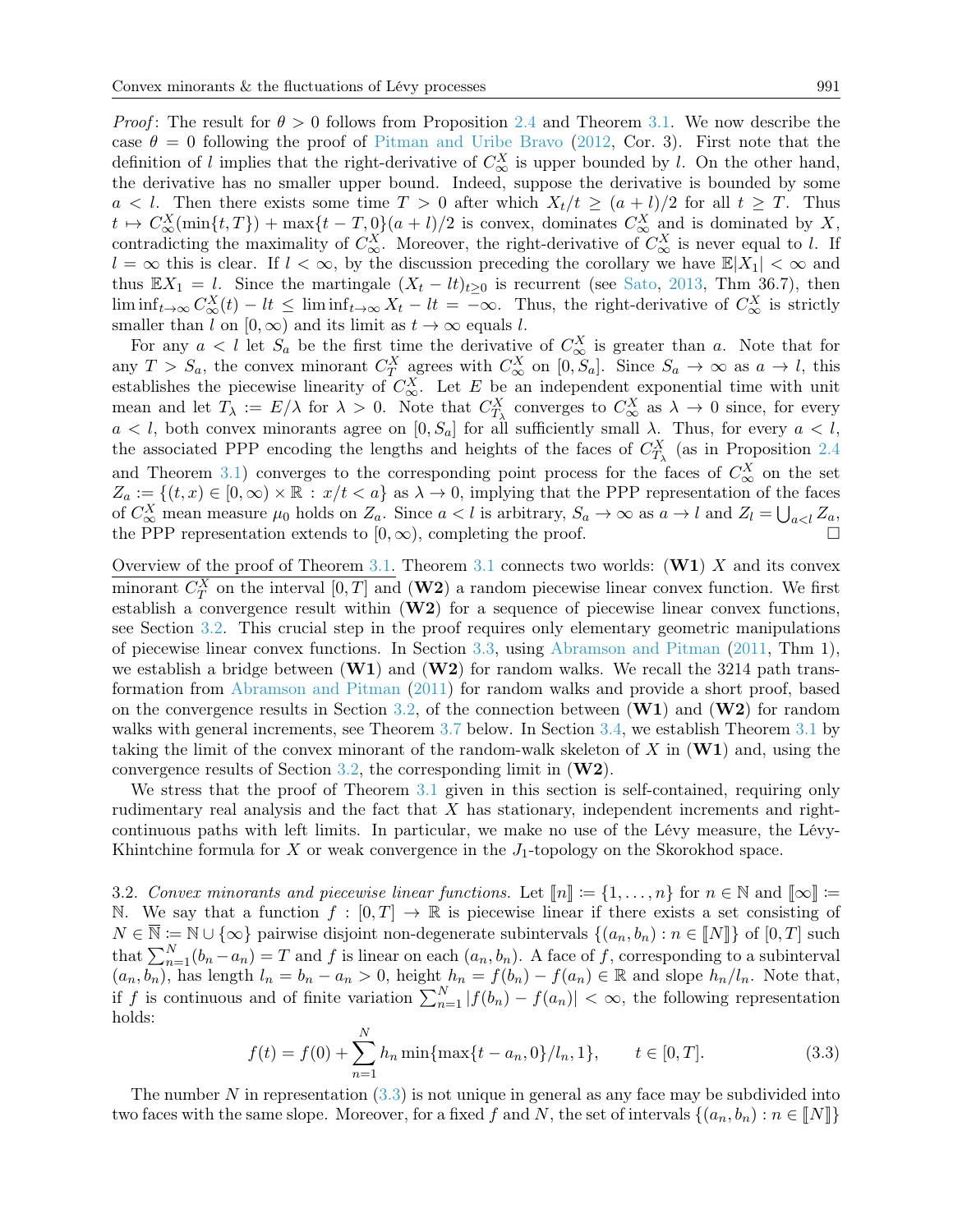*Proof*: The result for $\theta > 0$ follows from Proposition 2.4 and Theorem 3.1. We now describe the case $\theta = 0$ following the proof of Pitman and Uribe Bravo (2012, Cor. 3). First note that the definition of $l$ implies that the right-derivative of $C_\infty^X$ is upper bounded by $l$. On the other hand, the derivative has no smaller upper bound. Indeed, suppose the derivative is bounded by some $a < l$. Then there exists some time $T > 0$ after which $X_t/t \geq (a+l)/2$ for all $t \geq T$. Thus $t \mapsto C_\infty^X(\min\{t, T\}) + \max\{t - T, 0\}(a+l)/2$ is convex, dominates $C_\infty^X$ and is dominated by $X$, contradicting the maximality of $C_\infty^X$. Moreover, the right-derivative of $C_\infty^X$ is never equal to $l$. If $l = \infty$ this is clear. If $l < \infty$, by the discussion preceding the corollary we have $\mathbb{E}|X_1| < \infty$ and thus $\mathbb{E}X_1 = l$. Since the martingale $(X_t - lt)_{t\geq 0}$ is recurrent (see Sato, 2013, Thm 36.7), then $\liminf_{t\to\infty} C_\infty^X(t) - lt \leq \liminf_{t\to\infty} X_t - lt = -\infty$. Thus, the right-derivative of $C_\infty^X$ is strictly smaller than $l$ on $[0, \infty)$ and its limit as $t \to \infty$ equals $l$.

For any $a < l$ let $S_a$ be the first time the derivative of $C_\infty^X$ is greater than $a$. Note that for any $T > S_a$, the convex minorant $C_T^X$ agrees with $C_\infty^X$ on $[0, S_a]$. Since $S_a \to \infty$ as $a \to l$, this establishes the piecewise linearity of $C_\infty^X$. Let $E$ be an independent exponential time with unit mean and let $T_\lambda := E/\lambda$ for $\lambda > 0$. Note that $C_{T_\lambda}^X$ converges to $C_\infty^X$ as $\lambda \to 0$ since, for every $a < l$, both convex minorants agree on $[0, S_a]$ for all sufficiently small $\lambda$. Thus, for every $a < l$, the associated PPP encoding the lengths and heights of the faces of $C_{T_\lambda}^X$ (as in Proposition 2.4 and Theorem 3.1) converges to the corresponding point process for the faces of $C_\infty^X$ on the set $Z_a := \{(t, x) \in [0,\infty) \times \mathbb{R} : x/t < a\}$ as $\lambda \to 0$, implying that the PPP representation of the faces of $C_\infty^X$ mean measure $\mu_0$ holds on $Z_a$. Since $a < l$ is arbitrary, $S_a \to \infty$ as $a \to l$ and $Z_l = \bigcup_{a<l} Z_a$, the PPP representation extends to $[0, \infty)$, completing the proof. □

Overview of the proof of Theorem 3.1. Theorem 3.1 connects two worlds: (**W1**) $X$ and its convex minorant $C_T^X$ on the interval $[0, T]$ and (**W2**) a random piecewise linear convex function. We first establish a convergence result within (**W2**) for a sequence of piecewise linear convex functions, see Section 3.2. This crucial step in the proof requires only elementary geometric manipulations of piecewise linear convex functions. In Section 3.3, using Abramson and Pitman (2011, Thm 1), we establish a bridge between (**W1**) and (**W2**) for random walks. We recall the 3214 path transformation from Abramson and Pitman (2011) for random walks and provide a short proof, based on the convergence results in Section 3.2, of the connection between (**W1**) and (**W2**) for random walks with general increments, see Theorem 3.7 below. In Section 3.4, we establish Theorem 3.1 by taking the limit of the convex minorant of the random-walk skeleton of $X$ in (**W1**) and, using the convergence results of Section 3.2, the corresponding limit in (**W2**).

We stress that the proof of Theorem 3.1 given in this section is self-contained, requiring only rudimentary real analysis and the fact that $X$ has stationary, independent increments and right-continuous paths with left limits. In particular, we make no use of the Lévy measure, the Lévy-Khintchine formula for $X$ or weak convergence in the $J_1$-topology on the Skorokhod space.

3.2. *Convex minorants and piecewise linear functions.* Let $[\![n]\!] := \{1, \ldots, n\}$ for $n \in \mathbb{N}$ and $[\![\infty]\!] := \mathbb{N}$. We say that a function $f : [0, T] \to \mathbb{R}$ is piecewise linear if there exists a set consisting of $N \in \overline{\mathbb{N}} := \mathbb{N} \cup \{\infty\}$ pairwise disjoint non-degenerate subintervals $\{(a_n, b_n) : n \in [\![N]\!]\}$ of $[0, T]$ such that $\sum_{n=1}^N (b_n - a_n) = T$ and $f$ is linear on each $(a_n, b_n)$. A face of $f$, corresponding to a subinterval $(a_n, b_n)$, has length $l_n = b_n - a_n > 0$, height $h_n = f(b_n) - f(a_n) \in \mathbb{R}$ and slope $h_n/l_n$. Note that, if $f$ is continuous and of finite variation $\sum_{n=1}^N |f(b_n) - f(a_n)| < \infty$, the following representation holds:

$$f(t) = f(0) + \sum_{n=1}^N h_n \min\{\max\{t - a_n, 0\}/l_n, 1\}, \qquad t \in [0, T]. \tag{3.3}$$

The number $N$ in representation (3.3) is not unique in general as any face may be subdivided into two faces with the same slope. Moreover, for a fixed $f$ and $N$, the set of intervals $\{(a_n, b_n) : n \in [\![N]\!]\}$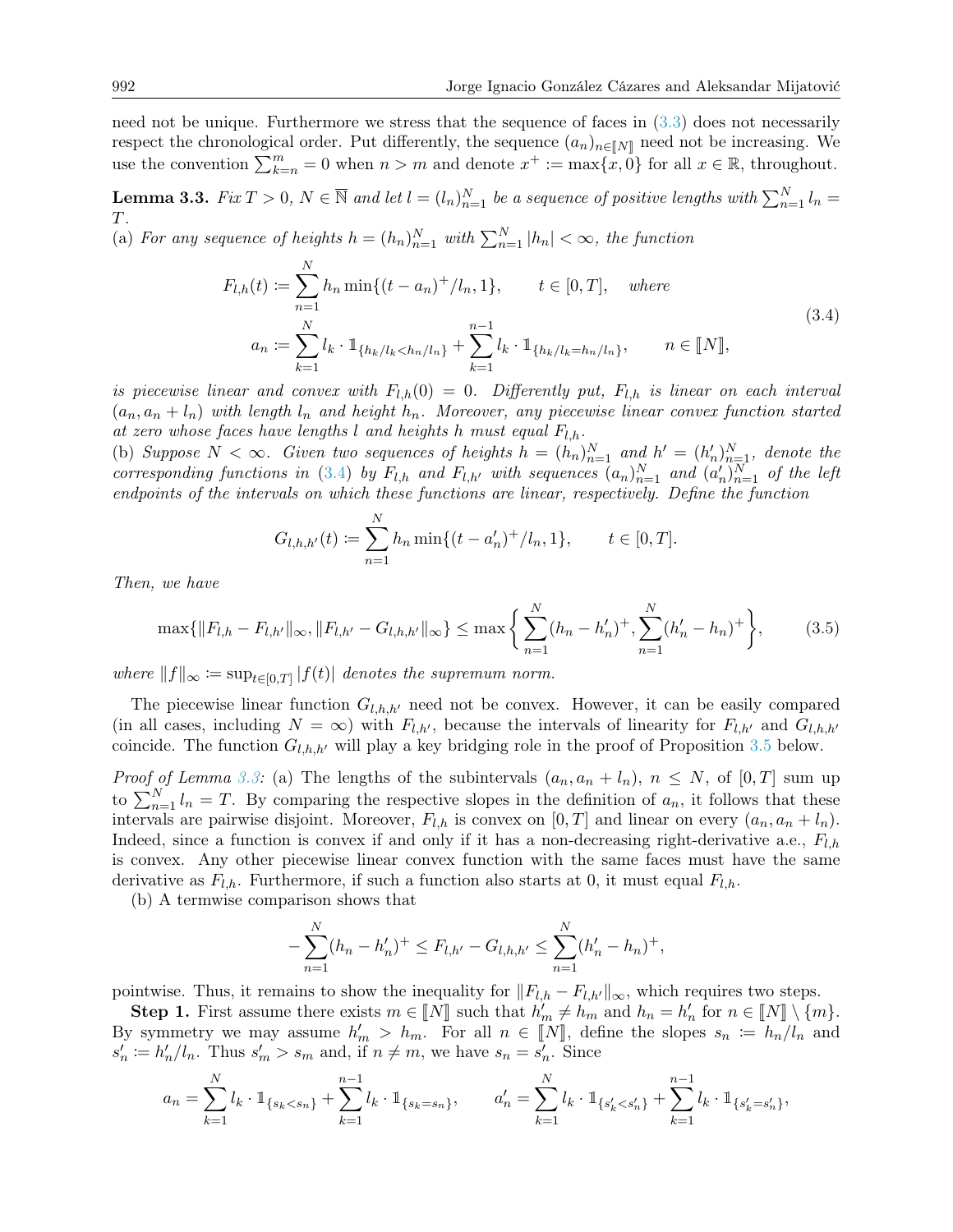need not be unique. Furthermore we stress that the sequence of faces in (3.3) does not necessarily respect the chronological order. Put differently, the sequence $(a_n)_{n\in[\![N]\!]}$ need not be increasing. We use the convention $\sum_{k=n}^m = 0$ when $n > m$ and denote $x^+ := \max\{x, 0\}$ for all $x \in \mathbb{R}$, throughout.

**Lemma 3.3.** *Fix $T > 0$, $N \in \overline{\mathbb{N}}$ and let $l = (l_n)_{n=1}^N$ be a sequence of positive lengths with $\sum_{n=1}^N l_n = T$.*
(a) *For any sequence of heights $h = (h_n)_{n=1}^N$ with $\sum_{n=1}^N |h_n| < \infty$, the function*

$$
\begin{aligned}
F_{l,h}(t) &\coloneqq \sum_{n=1}^N h_n \min\{(t-a_n)^+/l_n, 1\}, \qquad t \in [0,T], \quad \text{where} \\
a_n &\coloneqq \sum_{k=1}^N l_k \cdot \mathbb{1}_{\{h_k/l_k < h_n/l_n\}} + \sum_{k=1}^{n-1} l_k \cdot \mathbb{1}_{\{h_k/l_k = h_n/l_n\}}, \qquad n \in [\![N]\!],
\end{aligned}
\tag{3.4}
$$

*is piecewise linear and convex with $F_{l,h}(0) = 0$. Differently put, $F_{l,h}$ is linear on each interval $(a_n, a_n + l_n)$ with length $l_n$ and height $h_n$. Moreover, any piecewise linear convex function started at zero whose faces have lengths $l$ and heights $h$ must equal $F_{l,h}$.*
(b) *Suppose $N < \infty$. Given two sequences of heights $h = (h_n)_{n=1}^N$ and $h' = (h'_n)_{n=1}^N$, denote the corresponding functions in (3.4) by $F_{l,h}$ and $F_{l,h'}$ with sequences $(a_n)_{n=1}^N$ and $(a'_n)_{n=1}^N$ of the left endpoints of the intervals on which these functions are linear, respectively. Define the function*

$$
G_{l,h,h'}(t) \coloneqq \sum_{n=1}^N h_n \min\{(t-a'_n)^+/l_n, 1\}, \qquad t \in [0,T].
$$

*Then, we have*

$$
\max\{\|F_{l,h} - F_{l,h'}\|_\infty, \|F_{l,h'} - G_{l,h,h'}\|_\infty\} \le \max\left\{\sum_{n=1}^N (h_n - h'_n)^+, \sum_{n=1}^N (h'_n - h_n)^+\right\},
\tag{3.5}
$$

*where $\|f\|_\infty \coloneqq \sup_{t\in[0,T]} |f(t)|$ denotes the supremum norm.*

The piecewise linear function $G_{l,h,h'}$ need not be convex. However, it can be easily compared (in all cases, including $N = \infty$) with $F_{l,h'}$, because the intervals of linearity for $F_{l,h'}$ and $G_{l,h,h'}$ coincide. The function $G_{l,h,h'}$ will play a key bridging role in the proof of Proposition 3.5 below.

*Proof of Lemma 3.3:* (a) The lengths of the subintervals $(a_n, a_n + l_n)$, $n \le N$, of $[0,T]$ sum up to $\sum_{n=1}^N l_n = T$. By comparing the respective slopes in the definition of $a_n$, it follows that these intervals are pairwise disjoint. Moreover, $F_{l,h}$ is convex on $[0,T]$ and linear on every $(a_n, a_n + l_n)$. Indeed, since a function is convex if and only if it has a non-decreasing right-derivative a.e., $F_{l,h}$ is convex. Any other piecewise linear convex function with the same faces must have the same derivative as $F_{l,h}$. Furthermore, if such a function also starts at 0, it must equal $F_{l,h}$.

(b) A termwise comparison shows that

$$
-\sum_{n=1}^N (h_n - h'_n)^+ \le F_{l,h'} - G_{l,h,h'} \le \sum_{n=1}^N (h'_n - h_n)^+,
$$

pointwise. Thus, it remains to show the inequality for $\|F_{l,h} - F_{l,h'}\|_\infty$, which requires two steps.

**Step 1.** First assume there exists $m \in [\![N]\!]$ such that $h'_m \neq h_m$ and $h_n = h'_n$ for $n \in [\![N]\!] \setminus \{m\}$. By symmetry we may assume $h'_m > h_m$. For all $n \in [\![N]\!]$, define the slopes $s_n := h_n/l_n$ and $s'_n := h'_n/l_n$. Thus $s'_m > s_m$ and, if $n \neq m$, we have $s_n = s'_n$. Since

$$
a_n = \sum_{k=1}^N l_k \cdot \mathbb{1}_{\{s_k < s_n\}} + \sum_{k=1}^{n-1} l_k \cdot \mathbb{1}_{\{s_k = s_n\}}, \qquad a'_n = \sum_{k=1}^N l_k \cdot \mathbb{1}_{\{s'_k < s'_n\}} + \sum_{k=1}^{n-1} l_k \cdot \mathbb{1}_{\{s'_k = s'_n\}},
$$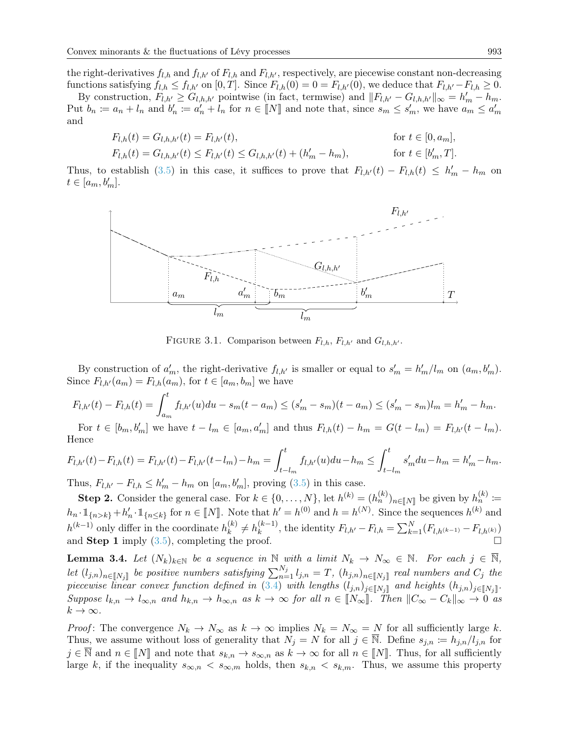the right-derivatives $f_{l,h}$ and $f_{l,h'}$ of $F_{l,h}$ and $F_{l,h'}$, respectively, are piecewise constant non-decreasing functions satisfying $f_{l,h} \le f_{l,h'}$ on $[0,T]$. Since $F_{l,h}(0) = 0 = F_{l,h'}(0)$, we deduce that $F_{l,h'} - F_{l,h} \ge 0$.

By construction, $F_{l,h'} \ge G_{l,h,h'}$ pointwise (in fact, termwise) and $\|F_{l,h'} - G_{l,h,h'}\|_\infty = h'_m - h_m$. Put $b_n \coloneqq a_n + l_n$ and $b'_n \coloneqq a'_n + l_n$ for $n \in [\![N]\!]$ and note that, since $s_m \le s'_m$, we have $a_m \le a'_m$ and

$$
\begin{aligned}
F_{l,h}(t) &= G_{l,h,h'}(t) = F_{l,h'}(t), && \text{for } t \in [0, a_m],\\
F_{l,h}(t) &= G_{l,h,h'}(t) \le F_{l,h'}(t) \le G_{l,h,h'}(t) + (h'_m - h_m), && \text{for } t \in [b'_m, T].
\end{aligned}
$$

Thus, to establish (3.5) in this case, it suffices to prove that $F_{l,h'}(t) - F_{l,h}(t) \le h'_m - h_m$ on $t \in [a_m, b'_m]$.

FIGURE 3.1. Comparison between $F_{l,h}$, $F_{l,h'}$ and $G_{l,h,h'}$.

By construction of $a'_m$, the right-derivative $f_{l,h'}$ is smaller or equal to $s'_m = h'_m/l_m$ on $(a_m, b'_m)$. Since $F_{l,h'}(a_m) = F_{l,h}(a_m)$, for $t \in [a_m, b_m]$ we have

$$
F_{l,h'}(t) - F_{l,h}(t) = \int_{a_m}^t f_{l,h'}(u)du - s_m(t - a_m) \le (s'_m - s_m)(t - a_m) \le (s'_m - s_m)l_m = h'_m - h_m.
$$

For $t \in [b_m, b'_m]$ we have $t - l_m \in [a_m, a'_m]$ and thus $F_{l,h}(t) - h_m = G(t - l_m) = F_{l,h'}(t - l_m)$. Hence

$$
F_{l,h'}(t) - F_{l,h}(t) = F_{l,h'}(t) - F_{l,h'}(t - l_m) - h_m = \int_{t-l_m}^t f_{l,h'}(u)du - h_m \le \int_{t-l_m}^t s'_m du - h_m = h'_m - h_m.
$$

Thus, $F_{l,h'} - F_{l,h} \le h'_m - h_m$ on $[a_m, b'_m]$, proving (3.5) in this case.

**Step 2.** Consider the general case. For $k \in \{0, \ldots, N\}$, let $h^{(k)} = (h^{(k)}_n)_{n \in [\![N]\!]}$ be given by $h^{(k)}_n \coloneqq h_n \cdot \mathbb{1}_{\{n > k\}} + h'_n \cdot \mathbb{1}_{\{n \le k\}}$ for $n \in [\![N]\!]$. Note that $h' = h^{(0)}$ and $h = h^{(N)}$. Since the sequences $h^{(k)}$ and $h^{(k-1)}$ only differ in the coordinate $h^{(k)}_k \ne h^{(k-1)}_k$, the identity $F_{l,h'} - F_{l,h} = \sum_{k=1}^N (F_{l,h^{(k-1)}} - F_{l,h^{(k)}})$ and **Step 1** imply (3.5), completing the proof. ☐

**Lemma 3.4.** *Let $(N_k)_{k \in \mathbb{N}}$ be a sequence in $\mathbb{N}$ with a limit $N_k \to N_\infty \in \mathbb{N}$. For each $j \in \overline{\mathbb{N}}$, let $(l_{j,n})_{n \in [\![N_j]\!]}$ be positive numbers satisfying $\sum_{n=1}^{N_j} l_{j,n} = T$, $(h_{j,n})_{n \in [\![N_j]\!]}$ real numbers and $C_j$ the piecewise linear convex function defined in (3.4) with lengths $(l_{j,n})_{j \in [\![N_j]\!]}$ and heights $(h_{j,n})_{j \in [\![N_j]\!]}$. Suppose $l_{k,n} \to l_{\infty,n}$ and $h_{k,n} \to h_{\infty,n}$ as $k \to \infty$ for all $n \in [\![N_\infty]\!]$. Then $\|C_\infty - C_k\|_\infty \to 0$ as $k \to \infty$.*

*Proof*: The convergence $N_k \to N_\infty$ as $k \to \infty$ implies $N_k = N_\infty = N$ for all sufficiently large $k$. Thus, we assume without loss of generality that $N_j = N$ for all $j \in \overline{\mathbb{N}}$. Define $s_{j,n} \coloneqq h_{j,n}/l_{j,n}$ for $j \in \overline{\mathbb{N}}$ and $n \in [\![N]\!]$ and note that $s_{k,n} \to s_{\infty,n}$ as $k \to \infty$ for all $n \in [\![N]\!]$. Thus, for all sufficiently large $k$, if the inequality $s_{\infty,n} < s_{\infty,m}$ holds, then $s_{k,n} < s_{k,m}$. Thus, we assume this property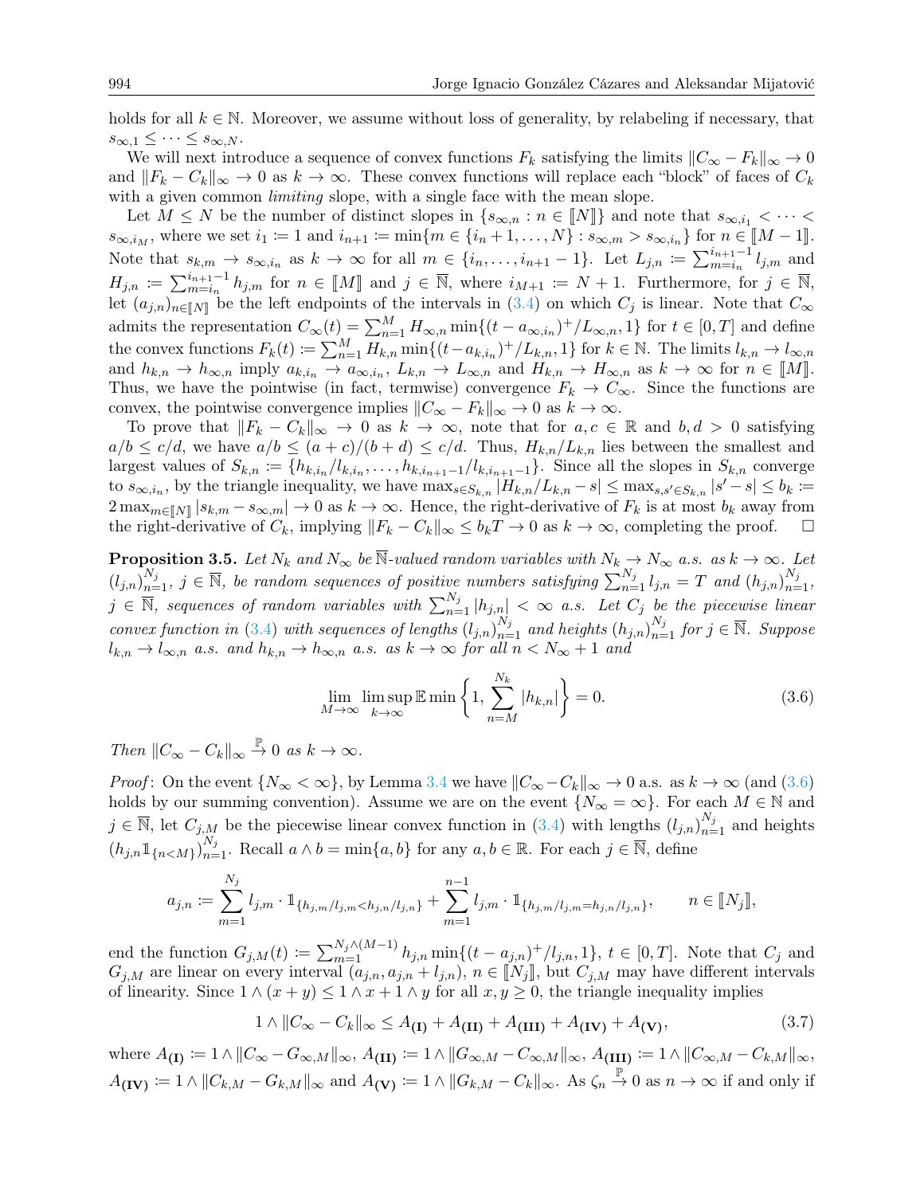holds for all $k \in \mathbb{N}$. Moreover, we assume without loss of generality, by relabeling if necessary, that $s_{\infty,1} \le \cdots \le s_{\infty,N}$.

We will next introduce a sequence of convex functions $F_k$ satisfying the limits $\|C_\infty - F_k\|_\infty \to 0$ and $\|F_k - C_k\|_\infty \to 0$ as $k \to \infty$. These convex functions will replace each "block" of faces of $C_k$ with a given common *limiting* slope, with a single face with the mean slope.

Let $M \le N$ be the number of distinct slopes in $\{s_{\infty,n} : n \in [\![N]\!]\}$ and note that $s_{\infty,i_1} < \cdots < s_{\infty,i_M}$, where we set $i_1 := 1$ and $i_{n+1} := \min\{m \in \{i_n + 1, \dots, N\} : s_{\infty,m} > s_{\infty,i_n}\}$ for $n \in [\![M-1]\!]$. Note that $s_{k,m} \to s_{\infty,i_n}$ as $k \to \infty$ for all $m \in \{i_n, \dots, i_{n+1} - 1\}$. Let $L_{j,n} := \sum_{m=i_n}^{i_{n+1}-1} l_{j,m}$ and $H_{j,n} := \sum_{m=i_n}^{i_{n+1}-1} h_{j,m}$ for $n \in [\![M]\!]$ and $j \in \overline{\mathbb{N}}$, where $i_{M+1} := N + 1$. Furthermore, for $j \in \overline{\mathbb{N}}$, let $(a_{j,n})_{n\in[\![N]\!]}$ be the left endpoints of the intervals in (3.4) on which $C_j$ is linear. Note that $C_\infty$ admits the representation $C_\infty(t) = \sum_{n=1}^M H_{\infty,n} \min\{(t - a_{\infty,i_n})^+/L_{\infty,n}, 1\}$ for $t \in [0, T]$ and define the convex functions $F_k(t) := \sum_{n=1}^M H_{k,n} \min\{(t - a_{k,i_n})^+/L_{k,n}, 1\}$ for $k \in \mathbb{N}$. The limits $l_{k,n} \to l_{\infty,n}$ and $h_{k,n} \to h_{\infty,n}$ imply $a_{k,i_n} \to a_{\infty,i_n}$, $L_{k,n} \to L_{\infty,n}$ and $H_{k,n} \to H_{\infty,n}$ as $k \to \infty$ for $n \in [\![M]\!]$. Thus, we have the pointwise (in fact, termwise) convergence $F_k \to C_\infty$. Since the functions are convex, the pointwise convergence implies $\|C_\infty - F_k\|_\infty \to 0$ as $k \to \infty$.

To prove that $\|F_k - C_k\|_\infty \to 0$ as $k \to \infty$, note that for $a, c \in \mathbb{R}$ and $b, d > 0$ satisfying $a/b \le c/d$, we have $a/b \le (a + c)/(b + d) \le c/d$. Thus, $H_{k,n}/L_{k,n}$ lies between the smallest and largest values of $S_{k,n} := \{h_{k,i_n}/l_{k,i_n}, \dots, h_{k,i_{n+1}-1}/l_{k,i_{n+1}-1}\}$. Since all the slopes in $S_{k,n}$ converge to $s_{\infty,i_n}$, by the triangle inequality, we have $\max_{s\in S_{k,n}} |H_{k,n}/L_{k,n} - s| \le \max_{s,s'\in S_{k,n}} |s' - s| \le b_k := 2\max_{m\in[\![N]\!]} |s_{k,m} - s_{\infty,m}| \to 0$ as $k \to \infty$. Hence, the right-derivative of $F_k$ is at most $b_k$ away from the right-derivative of $C_k$, implying $\|F_k - C_k\|_\infty \le b_k T \to 0$ as $k \to \infty$, completing the proof. $\square$

**Proposition 3.5.** *Let $N_k$ and $N_\infty$ be $\overline{\mathbb{N}}$-valued random variables with $N_k \to N_\infty$ a.s. as $k \to \infty$. Let $(l_{j,n})_{n=1}^{N_j}$, $j \in \overline{\mathbb{N}}$, be random sequences of positive numbers satisfying $\sum_{n=1}^{N_j} l_{j,n} = T$ and $(h_{j,n})_{n=1}^{N_j}$, $j \in \overline{\mathbb{N}}$, sequences of random variables with $\sum_{n=1}^{N_j} |h_{j,n}| < \infty$ a.s. Let $C_j$ be the piecewise linear convex function in (3.4) with sequences of lengths $(l_{j,n})_{n=1}^{N_j}$ and heights $(h_{j,n})_{n=1}^{N_j}$ for $j \in \overline{\mathbb{N}}$. Suppose $l_{k,n} \to l_{\infty,n}$ a.s. and $h_{k,n} \to h_{\infty,n}$ a.s. as $k \to \infty$ for all $n < N_\infty + 1$ and*

$$\lim_{M\to\infty} \limsup_{k\to\infty} \mathbb{E} \min\left\{1, \sum_{n=M}^{N_k} |h_{k,n}|\right\} = 0. \tag{3.6}$$

*Then $\|C_\infty - C_k\|_\infty \xrightarrow{\mathbb{P}} 0$ as $k \to \infty$.*

*Proof*: On the event $\{N_\infty < \infty\}$, by Lemma 3.4 we have $\|C_\infty - C_k\|_\infty \to 0$ a.s. as $k \to \infty$ (and (3.6) holds by our summing convention). Assume we are on the event $\{N_\infty = \infty\}$. For each $M \in \mathbb{N}$ and $j \in \overline{\mathbb{N}}$, let $C_{j,M}$ be the piecewise linear convex function in (3.4) with lengths $(l_{j,n})_{n=1}^{N_j}$ and heights $(h_{j,n}\mathbb{1}_{\{n<M\}})_{n=1}^{N_j}$. Recall $a \wedge b = \min\{a, b\}$ for any $a, b \in \mathbb{R}$. For each $j \in \overline{\mathbb{N}}$, define

$$a_{j,n} := \sum_{m=1}^{N_j} l_{j,m} \cdot \mathbb{1}_{\{h_{j,m}/l_{j,m} < h_{j,n}/l_{j,n}\}} + \sum_{m=1}^{n-1} l_{j,m} \cdot \mathbb{1}_{\{h_{j,m}/l_{j,m} = h_{j,n}/l_{j,n}\}}, \qquad n \in [\![N_j]\!],$$

end the function $G_{j,M}(t) := \sum_{m=1}^{N_j\wedge(M-1)} h_{j,n} \min\{(t - a_{j,n})^+/l_{j,n}, 1\}$, $t \in [0, T]$. Note that $C_j$ and $G_{j,M}$ are linear on every interval $(a_{j,n}, a_{j,n} + l_{j,n})$, $n \in [\![N_j]\!]$, but $C_{j,M}$ may have different intervals of linearity. Since $1 \wedge (x + y) \le 1 \wedge x + 1 \wedge y$ for all $x, y \ge 0$, the triangle inequality implies

$$1 \wedge \|C_\infty - C_k\|_\infty \le A_{\mathbf{(I)}} + A_{\mathbf{(II)}} + A_{\mathbf{(III)}} + A_{\mathbf{(IV)}} + A_{\mathbf{(V)}}, \tag{3.7}$$

where $A_{\mathbf{(I)}} := 1 \wedge \|C_\infty - G_{\infty,M}\|_\infty$, $A_{\mathbf{(II)}} := 1 \wedge \|G_{\infty,M} - C_{\infty,M}\|_\infty$, $A_{\mathbf{(III)}} := 1 \wedge \|C_{\infty,M} - C_{k,M}\|_\infty$, $A_{\mathbf{(IV)}} := 1 \wedge \|C_{k,M} - G_{k,M}\|_\infty$ and $A_{\mathbf{(V)}} := 1 \wedge \|G_{k,M} - C_k\|_\infty$. As $\zeta_n \xrightarrow{\mathbb{P}} 0$ as $n \to \infty$ if and only if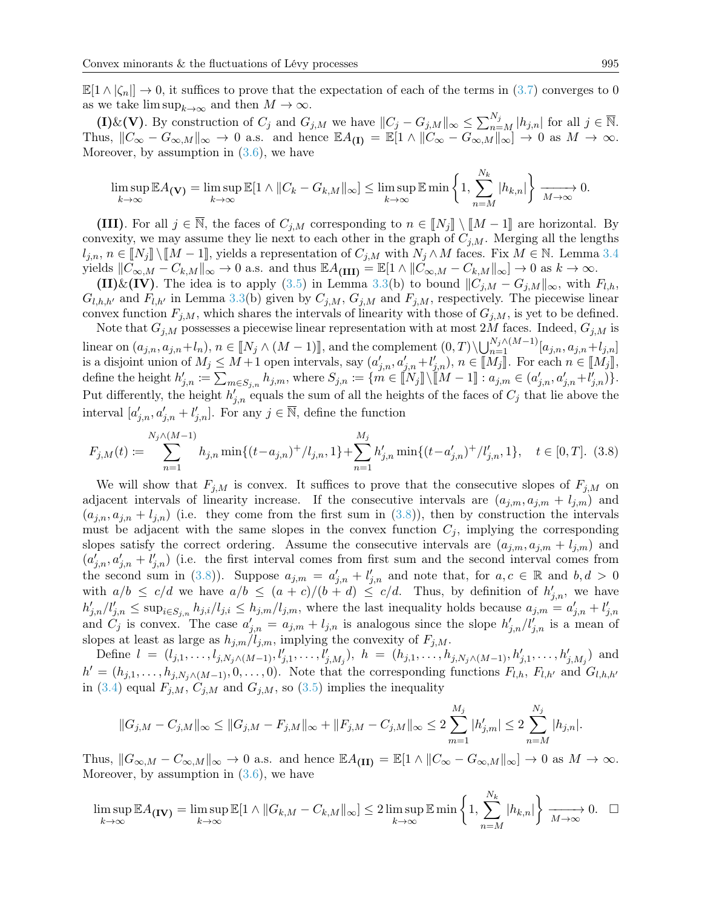$\mathbb{E}[1 \wedge |\zeta_n|] \to 0$, it suffices to prove that the expectation of each of the terms in (3.7) converges to 0 as we take $\limsup_{k\to\infty}$ and then $M \to \infty$.

**(I)&(V)**. By construction of $C_j$ and $G_{j,M}$ we have $\|C_j - G_{j,M}\|_\infty \le \sum_{n=M}^{N_j} |h_{j,n}|$ for all $j \in \overline{\mathbb{N}}$. Thus, $\|C_\infty - G_{\infty,M}\|_\infty \to 0$ a.s. and hence $\mathbb{E}A_{\mathbf{(I)}} = \mathbb{E}[1 \wedge \|C_\infty - G_{\infty,M}\|_\infty] \to 0$ as $M \to \infty$. Moreover, by assumption in (3.6), we have

$$\limsup_{k\to\infty} \mathbb{E}A_{\mathbf{(V)}} = \limsup_{k\to\infty} \mathbb{E}[1 \wedge \|C_k - G_{k,M}\|_\infty] \le \limsup_{k\to\infty} \mathbb{E}\min\left\{1, \sum_{n=M}^{N_k} |h_{k,n}|\right\} \xrightarrow[M\to\infty]{} 0.$$

**(III)**. For all $j \in \overline{\mathbb{N}}$, the faces of $C_{j,M}$ corresponding to $n \in [\![N_j]\!] \setminus [\![M-1]\!]$ are horizontal. By convexity, we may assume they lie next to each other in the graph of $C_{j,M}$. Merging all the lengths $l_{j,n}$, $n \in [\![N_j]\!] \setminus [\![M-1]\!]$, yields a representation of $C_{j,M}$ with $N_j \wedge M$ faces. Fix $M \in \mathbb{N}$. Lemma 3.4 yields $\|C_{\infty,M} - C_{k,M}\|_\infty \to 0$ a.s. and thus $\mathbb{E}A_{\mathbf{(III)}} = \mathbb{E}[1 \wedge \|C_{\infty,M} - C_{k,M}\|_\infty] \to 0$ as $k \to \infty$.

**(II)&(IV)**. The idea is to apply (3.5) in Lemma 3.3(b) to bound $\|C_{j,M} - G_{j,M}\|_\infty$, with $F_{l,h}$, $G_{l,h,h'}$ and $F_{l,h'}$ in Lemma 3.3(b) given by $C_{j,M}$, $G_{j,M}$ and $F_{j,M}$, respectively. The piecewise linear convex function $F_{j,M}$, which shares the intervals of linearity with those of $G_{j,M}$, is yet to be defined.

Note that $G_{j,M}$ possesses a piecewise linear representation with at most $2M$ faces. Indeed, $G_{j,M}$ is linear on $(a_{j,n}, a_{j,n}+l_n)$, $n \in [\![N_j \wedge (M-1)]\!]$, and the complement $(0,T) \setminus \bigcup_{n=1}^{N_j \wedge (M-1)} [a_{j,n}, a_{j,n}+l_{j,n}]$ is a disjoint union of $M_j \le M+1$ open intervals, say $(a'_{j,n}, a'_{j,n}+l'_{j,n})$, $n \in [\![M_j]\!]$. For each $n \in [\![M_j]\!]$, define the height $h'_{j,n} := \sum_{m \in S_{j,n}} h_{j,m}$, where $S_{j,n} := \{m \in [\![N_j]\!] \setminus [\![M-1]\!] : a_{j,m} \in (a'_{j,n}, a'_{j,n}+l'_{j,n})\}$. Put differently, the height $h'_{j,n}$ equals the sum of all the heights of the faces of $C_j$ that lie above the interval $[a'_{j,n}, a'_{j,n}+l'_{j,n}]$. For any $j \in \overline{\mathbb{N}}$, define the function

$$F_{j,M}(t) := \sum_{n=1}^{N_j \wedge (M-1)} h_{j,n} \min\{(t-a_{j,n})^+/l_{j,n}, 1\} + \sum_{n=1}^{M_j} h'_{j,n} \min\{(t-a'_{j,n})^+/l'_{j,n}, 1\}, \quad t \in [0,T]. \quad (3.8)$$

We will show that $F_{j,M}$ is convex. It suffices to prove that the consecutive slopes of $F_{j,M}$ on adjacent intervals of linearity increase. If the consecutive intervals are $(a_{j,m}, a_{j,m}+l_{j,m})$ and $(a_{j,n}, a_{j,n}+l_{j,n})$ (i.e. they come from the first sum in (3.8)), then by construction the intervals must be adjacent with the same slopes in the convex function $C_j$, implying the corresponding slopes satisfy the correct ordering. Assume the consecutive intervals are $(a_{j,m}, a_{j,m}+l_{j,m})$ and $(a'_{j,n}, a'_{j,n}+l'_{j,n})$ (i.e. the first interval comes from first sum and the second interval comes from the second sum in (3.8)). Suppose $a_{j,m} = a'_{j,n} + l'_{j,n}$ and note that, for $a, c \in \mathbb{R}$ and $b, d > 0$ with $a/b \le c/d$ we have $a/b \le (a+c)/(b+d) \le c/d$. Thus, by definition of $h'_{j,n}$, we have $h'_{j,n}/l'_{j,n} \le \sup_{i \in S_{j,n}} h_{j,i}/l_{j,i} \le h_{j,m}/l_{j,m}$, where the last inequality holds because $a_{j,m} = a'_{j,n} + l'_{j,n}$ and $C_j$ is convex. The case $a'_{j,n} = a_{j,m} + l_{j,n}$ is analogous since the slope $h'_{j,n}/l'_{j,n}$ is a mean of slopes at least as large as $h_{j,m}/l_{j,m}$, implying the convexity of $F_{j,M}$.

Define $l = (l_{j,1}, \ldots, l_{j,N_j \wedge (M-1)}, l'_{j,1}, \ldots, l'_{j,M_j})$, $h = (h_{j,1}, \ldots, h_{j,N_j \wedge (M-1)}, h'_{j,1}, \ldots, h'_{j,M_j})$ and $h' = (h_{j,1}, \ldots, h_{j,N_j \wedge (M-1)}, 0, \ldots, 0)$. Note that the corresponding functions $F_{l,h}$, $F_{l,h'}$ and $G_{l,h,h'}$ in (3.4) equal $F_{j,M}$, $C_{j,M}$ and $G_{j,M}$, so (3.5) implies the inequality

$$\|G_{j,M} - C_{j,M}\|_\infty \le \|G_{j,M} - F_{j,M}\|_\infty + \|F_{j,M} - C_{j,M}\|_\infty \le 2\sum_{m=1}^{M_j} |h'_{j,m}| \le 2\sum_{n=M}^{N_j} |h_{j,n}|.$$

Thus, $\|G_{\infty,M} - C_{\infty,M}\|_\infty \to 0$ a.s. and hence $\mathbb{E}A_{\mathbf{(II)}} = \mathbb{E}[1 \wedge \|C_\infty - G_{\infty,M}\|_\infty] \to 0$ as $M \to \infty$. Moreover, by assumption in (3.6), we have

$$\limsup_{k\to\infty} \mathbb{E}A_{\mathbf{(IV)}} = \limsup_{k\to\infty} \mathbb{E}[1 \wedge \|G_{k,M} - C_{k,M}\|_\infty] \le 2\limsup_{k\to\infty} \mathbb{E}\min\left\{1, \sum_{n=M}^{N_k} |h_{k,n}|\right\} \xrightarrow[M\to\infty]{} 0. \quad \square$$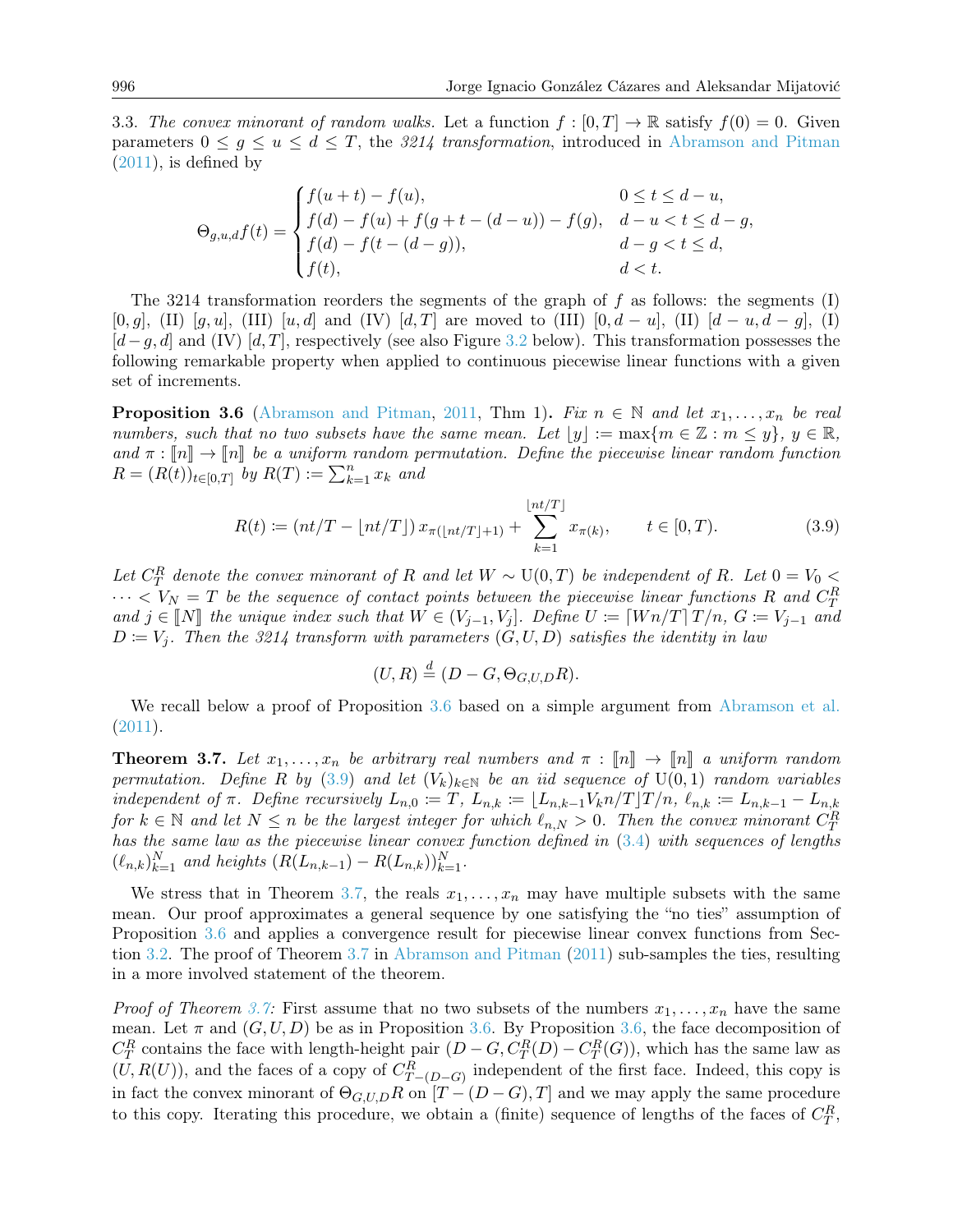3.3. *The convex minorant of random walks.* Let a function $f : [0,T] \to \mathbb{R}$ satisfy $f(0) = 0$. Given parameters $0 \le g \le u \le d \le T$, the *3214 transformation*, introduced in Abramson and Pitman (2011), is defined by

$$\Theta_{g,u,d}f(t) = \begin{cases} f(u+t) - f(u), & 0 \le t \le d-u, \\ f(d) - f(u) + f(g + t - (d-u)) - f(g), & d-u < t \le d-g, \\ f(d) - f(t-(d-g)), & d-g < t \le d, \\ f(t), & d < t. \end{cases}$$

The 3214 transformation reorders the segments of the graph of $f$ as follows: the segments (I) $[0,g]$, (II) $[g,u]$, (III) $[u,d]$ and (IV) $[d,T]$ are moved to (III) $[0,d-u]$, (II) $[d-u,d-g]$, (I) $[d-g,d]$ and (IV) $[d,T]$, respectively (see also Figure 3.2 below). This transformation possesses the following remarkable property when applied to continuous piecewise linear functions with a given set of increments.

**Proposition 3.6** (Abramson and Pitman, 2011, Thm 1)**.** *Fix $n \in \mathbb{N}$ and let $x_1, \ldots, x_n$ be real numbers, such that no two subsets have the same mean. Let $\lfloor y \rfloor := \max\{m \in \mathbb{Z} : m \le y\}$, $y \in \mathbb{R}$, and $\pi : [\![n]\!] \to [\![n]\!]$ be a uniform random permutation. Define the piecewise linear random function $R = (R(t))_{t\in[0,T]}$ by $R(T) := \sum_{k=1}^n x_k$ and*

$$R(t) := (nt/T - \lfloor nt/T \rfloor)\, x_{\pi(\lfloor nt/T \rfloor + 1)} + \sum_{k=1}^{\lfloor nt/T \rfloor} x_{\pi(k)}, \qquad t \in [0,T). \tag{3.9}$$

*Let $C_T^R$ denote the convex minorant of $R$ and let $W \sim \mathrm{U}(0,T)$ be independent of $R$. Let $0 = V_0 < \cdots < V_N = T$ be the sequence of contact points between the piecewise linear functions $R$ and $C_T^R$ and $j \in [\![N]\!]$ the unique index such that $W \in (V_{j-1}, V_j]$. Define $U := \lceil Wn/T \rceil T/n$, $G := V_{j-1}$ and $D := V_j$. Then the 3214 transform with parameters $(G,U,D)$ satisfies the identity in law*

$$(U, R) \overset{d}{=} (D - G, \Theta_{G,U,D} R).$$

We recall below a proof of Proposition 3.6 based on a simple argument from Abramson et al. (2011).

**Theorem 3.7.** *Let $x_1, \ldots, x_n$ be arbitrary real numbers and $\pi : [\![n]\!] \to [\![n]\!]$ a uniform random permutation. Define $R$ by (3.9) and let $(V_k)_{k\in\mathbb{N}}$ be an iid sequence of $\mathrm{U}(0,1)$ random variables independent of $\pi$. Define recursively $L_{n,0} := T$, $L_{n,k} := \lfloor L_{n,k-1} V_k n/T \rfloor T/n$, $\ell_{n,k} := L_{n,k-1} - L_{n,k}$ for $k \in \mathbb{N}$ and let $N \le n$ be the largest integer for which $\ell_{n,N} > 0$. Then the convex minorant $C_T^R$ has the same law as the piecewise linear convex function defined in (3.4) with sequences of lengths $(\ell_{n,k})_{k=1}^N$ and heights $(R(L_{n,k-1}) - R(L_{n,k}))_{k=1}^N$.*

We stress that in Theorem 3.7, the reals $x_1, \ldots, x_n$ may have multiple subsets with the same mean. Our proof approximates a general sequence by one satisfying the "no ties" assumption of Proposition 3.6 and applies a convergence result for piecewise linear convex functions from Section 3.2. The proof of Theorem 3.7 in Abramson and Pitman (2011) sub-samples the ties, resulting in a more involved statement of the theorem.

*Proof of Theorem 3.7:* First assume that no two subsets of the numbers $x_1, \ldots, x_n$ have the same mean. Let $\pi$ and $(G,U,D)$ be as in Proposition 3.6. By Proposition 3.6, the face decomposition of $C_T^R$ contains the face with length-height pair $(D - G, C_T^R(D) - C_T^R(G))$, which has the same law as $(U, R(U))$, and the faces of a copy of $C_{T-(D-G)}^R$ independent of the first face. Indeed, this copy is in fact the convex minorant of $\Theta_{G,U,D}R$ on $[T-(D-G), T]$ and we may apply the same procedure to this copy. Iterating this procedure, we obtain a (finite) sequence of lengths of the faces of $C_T^R$,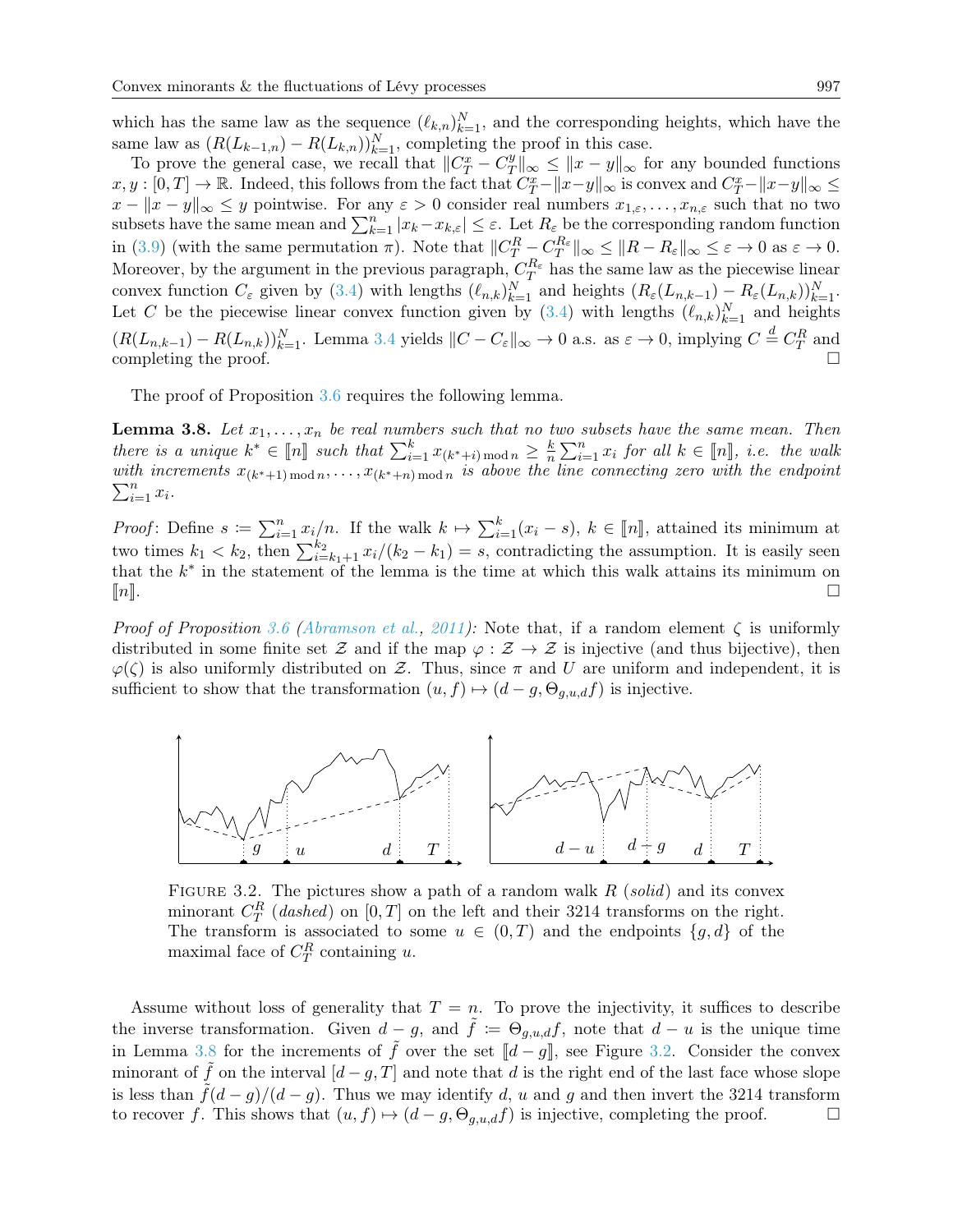which has the same law as the sequence $(\ell_{k,n})_{k=1}^N$, and the corresponding heights, which have the same law as $(R(L_{k-1,n}) - R(L_{k,n}))_{k=1}^N$, completing the proof in this case.

To prove the general case, we recall that $\|C_T^x - C_T^y\|_\infty \le \|x-y\|_\infty$ for any bounded functions $x, y : [0,T] \to \mathbb{R}$. Indeed, this follows from the fact that $C_T^x - \|x-y\|_\infty$ is convex and $C_T^x - \|x-y\|_\infty \le x - \|x-y\|_\infty \le y$ pointwise. For any $\varepsilon > 0$ consider real numbers $x_{1,\varepsilon}, \ldots, x_{n,\varepsilon}$ such that no two subsets have the same mean and $\sum_{k=1}^n |x_k - x_{k,\varepsilon}| \le \varepsilon$. Let $R_\varepsilon$ be the corresponding random function in (3.9) (with the same permutation $\pi$). Note that $\|C_T^R - C_T^{R_\varepsilon}\|_\infty \le \|R - R_\varepsilon\|_\infty \le \varepsilon \to 0$ as $\varepsilon \to 0$. Moreover, by the argument in the previous paragraph, $C_T^{R_\varepsilon}$ has the same law as the piecewise linear convex function $C_\varepsilon$ given by (3.4) with lengths $(\ell_{n,k})_{k=1}^N$ and heights $(R_\varepsilon(L_{n,k-1}) - R_\varepsilon(L_{n,k}))_{k=1}^N$. Let $C$ be the piecewise linear convex function given by (3.4) with lengths $(\ell_{n,k})_{k=1}^N$ and heights $(R(L_{n,k-1}) - R(L_{n,k}))_{k=1}^N$. Lemma 3.4 yields $\|C - C_\varepsilon\|_\infty \to 0$ a.s. as $\varepsilon \to 0$, implying $C \overset{d}{=} C_T^R$ and completing the proof. □

The proof of Proposition 3.6 requires the following lemma.

**Lemma 3.8.** *Let $x_1, \ldots, x_n$ be real numbers such that no two subsets have the same mean. Then there is a unique $k^* \in [\![n]\!]$ such that $\sum_{i=1}^k x_{(k^*+i) \bmod n} \ge \frac{k}{n}\sum_{i=1}^n x_i$ for all $k \in [\![n]\!]$, i.e. the walk with increments $x_{(k^*+1) \bmod n}, \ldots, x_{(k^*+n) \bmod n}$ is above the line connecting zero with the endpoint $\sum_{i=1}^n x_i$.*

*Proof*: Define $s := \sum_{i=1}^n x_i/n$. If the walk $k \mapsto \sum_{i=1}^k (x_i - s)$, $k \in [\![n]\!]$, attained its minimum at two times $k_1 < k_2$, then $\sum_{i=k_1+1}^{k_2} x_i/(k_2 - k_1) = s$, contradicting the assumption. It is easily seen that the $k^*$ in the statement of the lemma is the time at which this walk attains its minimum on $[\![n]\!]$. □

*Proof of Proposition 3.6 (Abramson et al., 2011):* Note that, if a random element $\zeta$ is uniformly distributed in some finite set $\mathcal{Z}$ and if the map $\varphi : \mathcal{Z} \to \mathcal{Z}$ is injective (and thus bijective), then $\varphi(\zeta)$ is also uniformly distributed on $\mathcal{Z}$. Thus, since $\pi$ and $U$ are uniform and independent, it is sufficient to show that the transformation $(u, f) \mapsto (d - g, \Theta_{g,u,d} f)$ is injective.

FIGURE 3.2. The pictures show a path of a random walk $R$ (*solid*) and its convex minorant $C_T^R$ (*dashed*) on $[0,T]$ on the left and their 3214 transforms on the right. The transform is associated to some $u \in (0,T)$ and the endpoints $\{g, d\}$ of the maximal face of $C_T^R$ containing $u$.

Assume without loss of generality that $T = n$. To prove the injectivity, it suffices to describe the inverse transformation. Given $d - g$, and $\tilde{f} := \Theta_{g,u,d} f$, note that $d - u$ is the unique time in Lemma 3.8 for the increments of $\tilde{f}$ over the set $[\![d - g]\!]$, see Figure 3.2. Consider the convex minorant of $\tilde{f}$ on the interval $[d - g, T]$ and note that $d$ is the right end of the last face whose slope is less than $\tilde{f}(d - g)/(d - g)$. Thus we may identify $d$, $u$ and $g$ and then invert the 3214 transform to recover $f$. This shows that $(u, f) \mapsto (d - g, \Theta_{g,u,d} f)$ is injective, completing the proof. □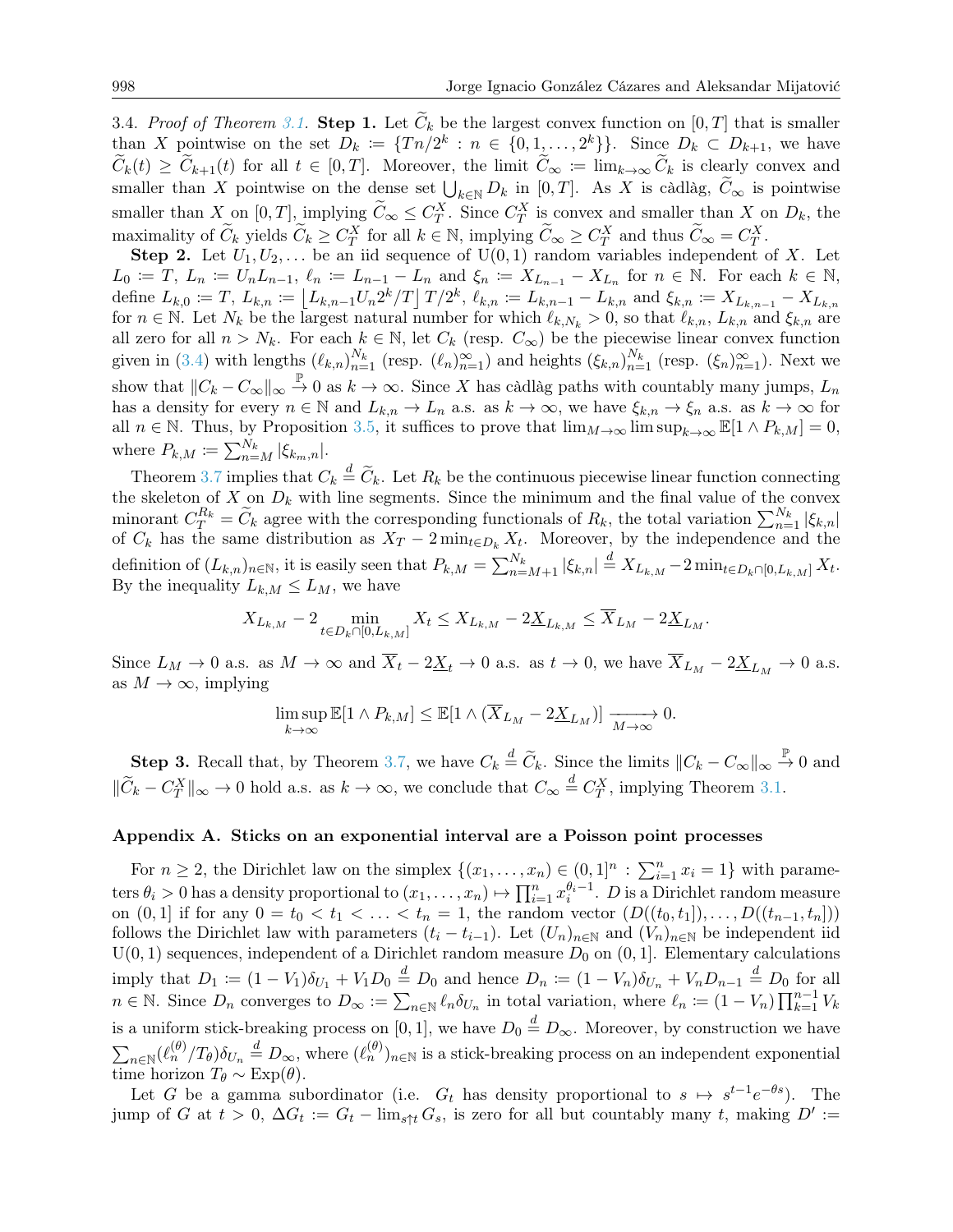3.4. *Proof of Theorem 3.1.* **Step 1.** Let $\widetilde{C}_k$ be the largest convex function on $[0,T]$ that is smaller than $X$ pointwise on the set $D_k := \{Tn/2^k : n \in \{0,1,\ldots,2^k\}\}$. Since $D_k \subset D_{k+1}$, we have $\widetilde{C}_k(t) \geq \widetilde{C}_{k+1}(t)$ for all $t \in [0,T]$. Moreover, the limit $\widetilde{C}_\infty := \lim_{k\to\infty} \widetilde{C}_k$ is clearly convex and smaller than $X$ pointwise on the dense set $\bigcup_{k\in\mathbb{N}} D_k$ in $[0,T]$. As $X$ is càdlàg, $\widetilde{C}_\infty$ is pointwise smaller than $X$ on $[0,T]$, implying $\widetilde{C}_\infty \leq C_T^X$. Since $C_T^X$ is convex and smaller than $X$ on $D_k$, the maximality of $\widetilde{C}_k$ yields $\widetilde{C}_k \geq C_T^X$ for all $k \in \mathbb{N}$, implying $\widetilde{C}_\infty \geq C_T^X$ and thus $\widetilde{C}_\infty = C_T^X$.

**Step 2.** Let $U_1, U_2, \ldots$ be an iid sequence of $\mathrm{U}(0,1)$ random variables independent of $X$. Let $L_0 := T$, $L_n := U_n L_{n-1}$, $\ell_n := L_{n-1} - L_n$ and $\xi_n := X_{L_{n-1}} - X_{L_n}$ for $n \in \mathbb{N}$. For each $k \in \mathbb{N}$, define $L_{k,0} := T$, $L_{k,n} := \lfloor L_{k,n-1} U_n 2^k/T \rfloor T/2^k$, $\ell_{k,n} := L_{k,n-1} - L_{k,n}$ and $\xi_{k,n} := X_{L_{k,n-1}} - X_{L_{k,n}}$ for $n \in \mathbb{N}$. Let $N_k$ be the largest natural number for which $\ell_{k,N_k} > 0$, so that $\ell_{k,n}$, $L_{k,n}$ and $\xi_{k,n}$ are all zero for all $n > N_k$. For each $k \in \mathbb{N}$, let $C_k$ (resp. $C_\infty$) be the piecewise linear convex function given in (3.4) with lengths $(\ell_{k,n})_{n=1}^{N_k}$ (resp. $(\ell_n)_{n=1}^\infty$) and heights $(\xi_{k,n})_{n=1}^{N_k}$ (resp. $(\xi_n)_{n=1}^\infty$). Next we show that $\|C_k - C_\infty\|_\infty \overset{\mathbb{P}}{\to} 0$ as $k \to \infty$. Since $X$ has càdlàg paths with countably many jumps, $L_n$ has a density for every $n \in \mathbb{N}$ and $L_{k,n} \to L_n$ a.s. as $k \to \infty$, we have $\xi_{k,n} \to \xi_n$ a.s. as $k \to \infty$ for all $n \in \mathbb{N}$. Thus, by Proposition 3.5, it suffices to prove that $\lim_{M\to\infty} \limsup_{k\to\infty} \mathbb{E}[1 \wedge P_{k,M}] = 0$, where $P_{k,M} := \sum_{n=M}^{N_k} |\xi_{k_m,n}|$.

Theorem 3.7 implies that $C_k \overset{d}{=} \widetilde{C}_k$. Let $R_k$ be the continuous piecewise linear function connecting the skeleton of $X$ on $D_k$ with line segments. Since the minimum and the final value of the convex minorant $C_T^{R_k} = \widetilde{C}_k$ agree with the corresponding functionals of $R_k$, the total variation $\sum_{n=1}^{N_k} |\xi_{k,n}|$ of $C_k$ has the same distribution as $X_T - 2\min_{t\in D_k} X_t$. Moreover, by the independence and the definition of $(L_{k,n})_{n\in\mathbb{N}}$, it is easily seen that $P_{k,M} = \sum_{n=M+1}^{N_k} |\xi_{k,n}| \overset{d}{=} X_{L_{k,M}} - 2\min_{t\in D_k\cap[0,L_{k,M}]} X_t$. By the inequality $L_{k,M} \leq L_M$, we have

$$X_{L_{k,M}} - 2\min_{t\in D_k\cap[0,L_{k,M}]} X_t \leq X_{L_{k,M}} - 2\underline{X}_{L_{k,M}} \leq \overline{X}_{L_M} - 2\underline{X}_{L_M}.$$

Since $L_M \to 0$ a.s. as $M \to \infty$ and $\overline{X}_t - 2\underline{X}_t \to 0$ a.s. as $t \to 0$, we have $\overline{X}_{L_M} - 2\underline{X}_{L_M} \to 0$ a.s. as $M \to \infty$, implying

$$\limsup_{k\to\infty} \mathbb{E}[1 \wedge P_{k,M}] \leq \mathbb{E}[1 \wedge (\overline{X}_{L_M} - 2\underline{X}_{L_M})] \xrightarrow[M\to\infty]{} 0.$$

**Step 3.** Recall that, by Theorem 3.7, we have $C_k \overset{d}{=} \widetilde{C}_k$. Since the limits $\|C_k - C_\infty\|_\infty \overset{\mathbb{P}}{\to} 0$ and $\|\widetilde{C}_k - C_T^X\|_\infty \to 0$ hold a.s. as $k \to \infty$, we conclude that $C_\infty \overset{d}{=} C_T^X$, implying Theorem 3.1.

## Appendix A. Sticks on an exponential interval are a Poisson point processes

For $n \geq 2$, the Dirichlet law on the simplex $\{(x_1,\ldots,x_n) \in (0,1]^n : \sum_{i=1}^n x_i = 1\}$ with parameters $\theta_i > 0$ has a density proportional to $(x_1,\ldots,x_n) \mapsto \prod_{i=1}^n x_i^{\theta_i - 1}$. $D$ is a Dirichlet random measure on $(0,1]$ if for any $0 = t_0 < t_1 < \ldots < t_n = 1$, the random vector $(D((t_0,t_1]),\ldots,D((t_{n-1},t_n]))$ follows the Dirichlet law with parameters $(t_i - t_{i-1})$. Let $(U_n)_{n\in\mathbb{N}}$ and $(V_n)_{n\in\mathbb{N}}$ be independent iid $\mathrm{U}(0,1)$ sequences, independent of a Dirichlet random measure $D_0$ on $(0,1]$. Elementary calculations imply that $D_1 := (1-V_1)\delta_{U_1} + V_1 D_0 \overset{d}{=} D_0$ and hence $D_n := (1-V_n)\delta_{U_n} + V_n D_{n-1} \overset{d}{=} D_0$ for all $n \in \mathbb{N}$. Since $D_n$ converges to $D_\infty := \sum_{n\in\mathbb{N}} \ell_n \delta_{U_n}$ in total variation, where $\ell_n := (1-V_n)\prod_{k=1}^{n-1} V_k$ is a uniform stick-breaking process on $[0,1]$, we have $D_0 \overset{d}{=} D_\infty$. Moreover, by construction we have $\sum_{n\in\mathbb{N}} (\ell_n^{(\theta)}/T_\theta)\delta_{U_n} \overset{d}{=} D_\infty$, where $(\ell_n^{(\theta)})_{n\in\mathbb{N}}$ is a stick-breaking process on an independent exponential time horizon $T_\theta \sim \mathrm{Exp}(\theta)$.

Let $G$ be a gamma subordinator (i.e. $G_t$ has density proportional to $s \mapsto s^{t-1}e^{-\theta s}$). The jump of $G$ at $t > 0$, $\Delta G_t := G_t - \lim_{s\uparrow t} G_s$, is zero for all but countably many $t$, making $D' :=$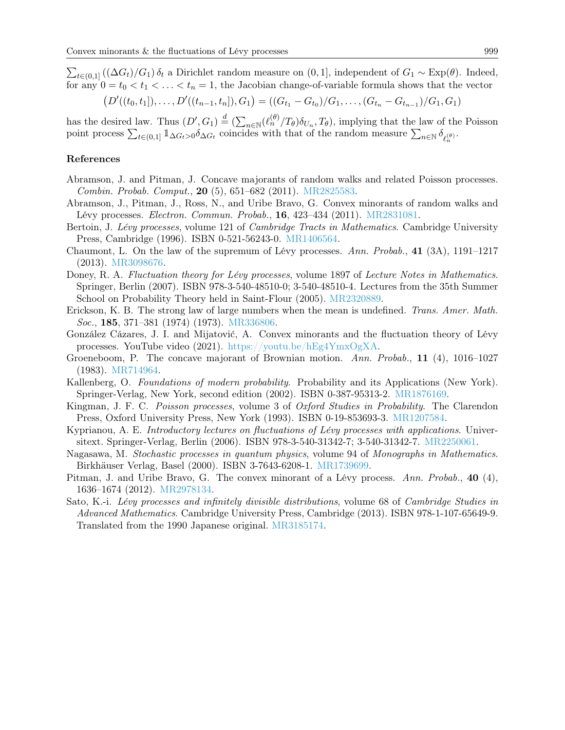$\sum_{t\in(0,1]}((\Delta G_t)/G_1)\,\delta_t$ a Dirichlet random measure on $(0,1]$, independent of $G_1 \sim \text{Exp}(\theta)$. Indeed, for any $0 = t_0 < t_1 < \ldots < t_n = 1$, the Jacobian change-of-variable formula shows that the vector

$$\big(D'((t_0,t_1]),\ldots,D'((t_{n-1},t_n]),G_1\big) = ((G_{t_1} - G_{t_0})/G_1,\ldots,(G_{t_n} - G_{t_{n-1}})/G_1, G_1)$$

has the desired law. Thus $(D', G_1) \overset{d}{=} (\sum_{n\in\mathbb{N}}(\ell_n^{(\theta)}/T_\theta)\delta_{U_n}, T_\theta)$, implying that the law of the Poisson point process $\sum_{t\in(0,1]}\mathbb{1}_{\Delta G_t>0}\delta_{\Delta G_t}$ coincides with that of the random measure $\sum_{n\in\mathbb{N}}\delta_{\ell_n^{(\theta)}}$.

## References

Abramson, J. and Pitman, J. Concave majorants of random walks and related Poisson processes. *Combin. Probab. Comput.*, **20** (5), 651–682 (2011). MR2825583.

Abramson, J., Pitman, J., Ross, N., and Uribe Bravo, G. Convex minorants of random walks and Lévy processes. *Electron. Commun. Probab.*, **16**, 423–434 (2011). MR2831081.

Bertoin, J. *Lévy processes*, volume 121 of *Cambridge Tracts in Mathematics*. Cambridge University Press, Cambridge (1996). ISBN 0-521-56243-0. MR1406564.

Chaumont, L. On the law of the supremum of Lévy processes. *Ann. Probab.*, **41** (3A), 1191–1217 (2013). MR3098676.

Doney, R. A. *Fluctuation theory for Lévy processes*, volume 1897 of *Lecture Notes in Mathematics*. Springer, Berlin (2007). ISBN 978-3-540-48510-0; 3-540-48510-4. Lectures from the 35th Summer School on Probability Theory held in Saint-Flour (2005). MR2320889.

Erickson, K. B. The strong law of large numbers when the mean is undefined. *Trans. Amer. Math. Soc.*, **185**, 371–381 (1974) (1973). MR336806.

González Cázares, J. I. and Mijatović, A. Convex minorants and the fluctuation theory of Lévy processes. YouTube video (2021). https://youtu.be/hEg4YmxOgXA.

Groeneboom, P. The concave majorant of Brownian motion. *Ann. Probab.*, **11** (4), 1016–1027 (1983). MR714964.

Kallenberg, O. *Foundations of modern probability*. Probability and its Applications (New York). Springer-Verlag, New York, second edition (2002). ISBN 0-387-95313-2. MR1876169.

Kingman, J. F. C. *Poisson processes*, volume 3 of *Oxford Studies in Probability*. The Clarendon Press, Oxford University Press, New York (1993). ISBN 0-19-853693-3. MR1207584.

Kyprianou, A. E. *Introductory lectures on fluctuations of Lévy processes with applications*. Universitext. Springer-Verlag, Berlin (2006). ISBN 978-3-540-31342-7; 3-540-31342-7. MR2250061.

Nagasawa, M. *Stochastic processes in quantum physics*, volume 94 of *Monographs in Mathematics*. Birkhäuser Verlag, Basel (2000). ISBN 3-7643-6208-1. MR1739699.

Pitman, J. and Uribe Bravo, G. The convex minorant of a Lévy process. *Ann. Probab.*, **40** (4), 1636–1674 (2012). MR2978134.

Sato, K.-i. *Lévy processes and infinitely divisible distributions*, volume 68 of *Cambridge Studies in Advanced Mathematics*. Cambridge University Press, Cambridge (2013). ISBN 978-1-107-65649-9. Translated from the 1990 Japanese original. MR3185174.